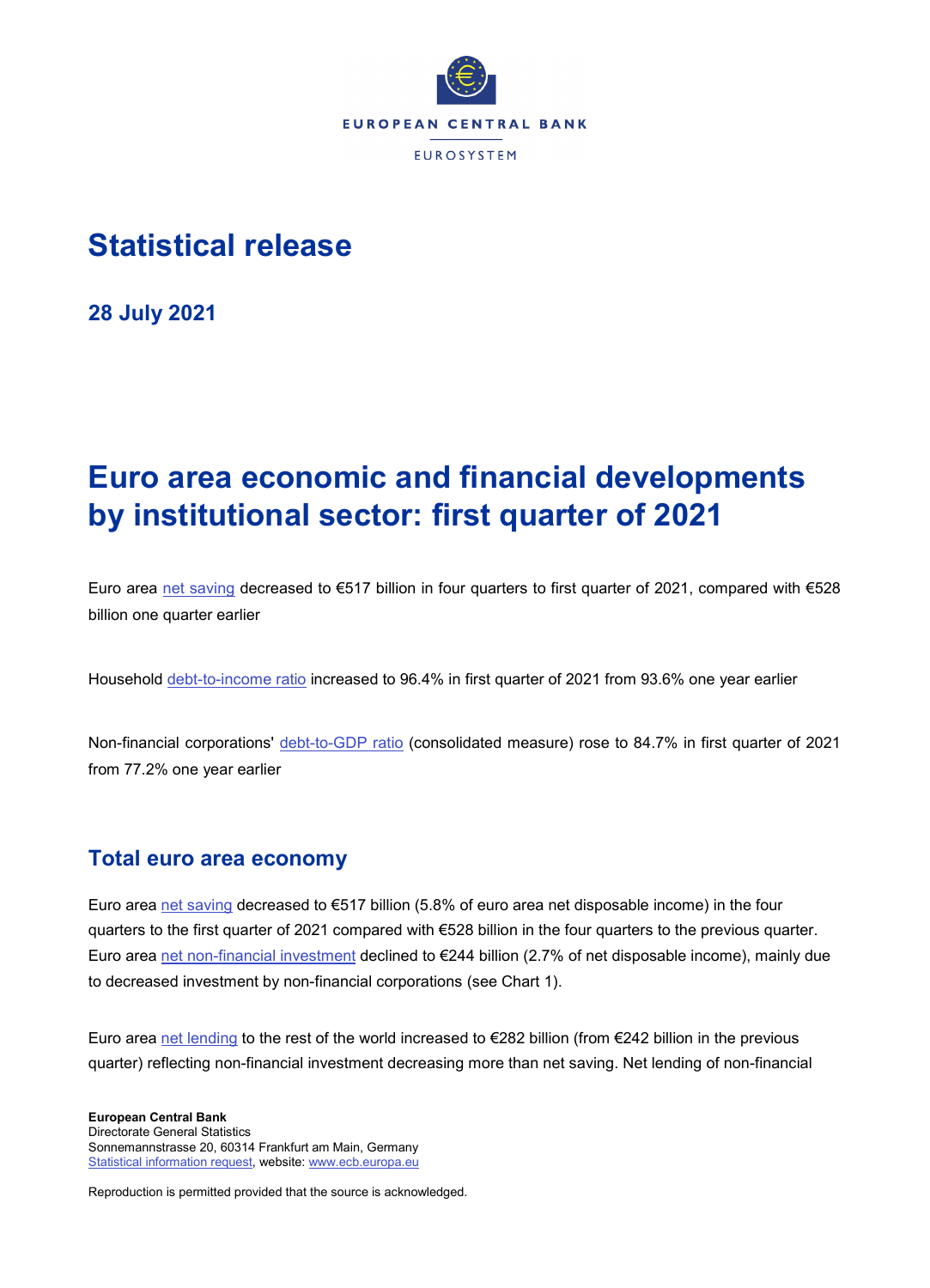EUROPEAN CENTRAL BANK

EUROSYSTEM

# Statistical release

**28 July 2021**

# Euro area economic and financial developments by institutional sector: first quarter of 2021

Euro area net saving decreased to €517 billion in four quarters to first quarter of 2021, compared with €528 billion one quarter earlier

Household debt-to-income ratio increased to 96.4% in first quarter of 2021 from 93.6% one year earlier

Non-financial corporations' debt-to-GDP ratio (consolidated measure) rose to 84.7% in first quarter of 2021 from 77.2% one year earlier

## Total euro area economy

Euro area net saving decreased to €517 billion (5.8% of euro area net disposable income) in the four quarters to the first quarter of 2021 compared with €528 billion in the four quarters to the previous quarter. Euro area net non-financial investment declined to €244 billion (2.7% of net disposable income), mainly due to decreased investment by non-financial corporations (see Chart 1).

Euro area net lending to the rest of the world increased to €282 billion (from €242 billion in the previous quarter) reflecting non-financial investment decreasing more than net saving. Net lending of non-financial

**European Central Bank**
Directorate General Statistics
Sonnemannstrasse 20, 60314 Frankfurt am Main, Germany
Statistical information request, website: www.ecb.europa.eu

Reproduction is permitted provided that the source is acknowledged.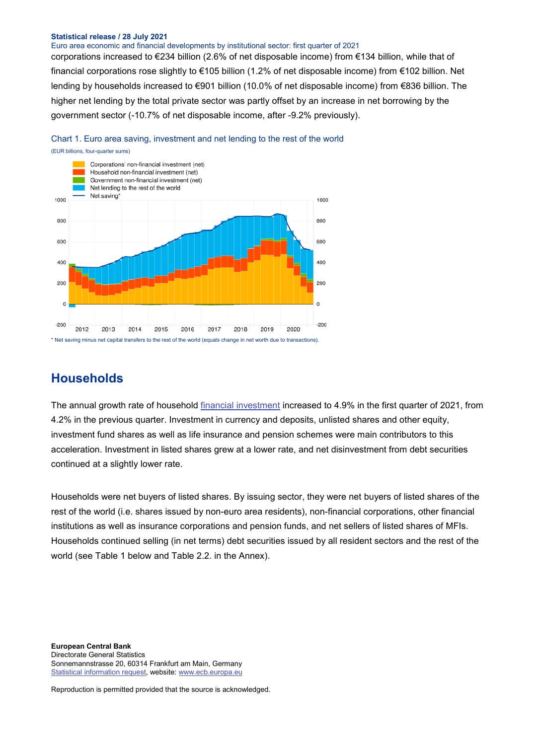corporations increased to €234 billion (2.6% of net disposable income) from €134 billion, while that of financial corporations rose slightly to €105 billion (1.2% of net disposable income) from €102 billion. Net lending by households increased to €901 billion (10.0% of net disposable income) from €836 billion. The higher net lending by the total private sector was partly offset by an increase in net borrowing by the government sector (-10.7% of net disposable income, after -9.2% previously).

Chart 1. Euro area saving, investment and net lending to the rest of the world

(EUR billions, four-quarter sums)

\* Net saving minus net capital transfers to the rest of the world (equals change in net worth due to transactions).

## Households

The annual growth rate of household financial investment increased to 4.9% in the first quarter of 2021, from 4.2% in the previous quarter. Investment in currency and deposits, unlisted shares and other equity, investment fund shares as well as life insurance and pension schemes were main contributors to this acceleration. Investment in listed shares grew at a lower rate, and net disinvestment from debt securities continued at a slightly lower rate.

Households were net buyers of listed shares. By issuing sector, they were net buyers of listed shares of the rest of the world (i.e. shares issued by non-euro area residents), non-financial corporations, other financial institutions as well as insurance corporations and pension funds, and net sellers of listed shares of MFIs. Households continued selling (in net terms) debt securities issued by all resident sectors and the rest of the world (see Table 1 below and Table 2.2. in the Annex).

**European Central Bank**
Directorate General Statistics
Sonnemannstrasse 20, 60314 Frankfurt am Main, Germany
Statistical information request, website: www.ecb.europa.eu

Reproduction is permitted provided that the source is acknowledged.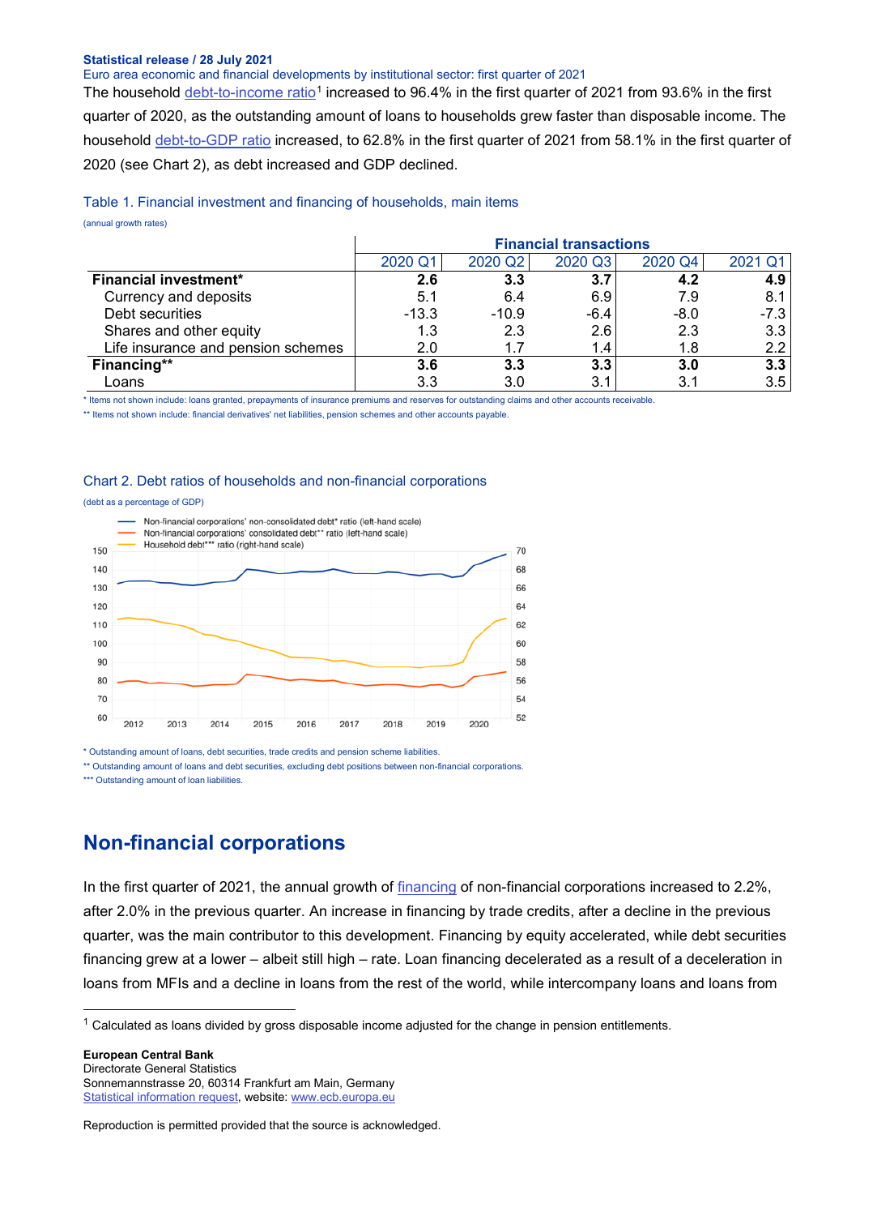**Statistical release / 28 July 2021**
Euro area economic and financial developments by institutional sector: first quarter of 2021

The household debt-to-income ratio[1] increased to 96.4% in the first quarter of 2021 from 93.6% in the first quarter of 2020, as the outstanding amount of loans to households grew faster than disposable income. The household debt-to-GDP ratio increased, to 62.8% in the first quarter of 2021 from 58.1% in the first quarter of 2020 (see Chart 2), as debt increased and GDP declined.

Table 1. Financial investment and financing of households, main items

(annual growth rates)

| | Financial transactions | | | | |
|---|---|---|---|---|---|
| | 2020 Q1 | 2020 Q2 | 2020 Q3 | 2020 Q4 | 2021 Q1 |
| **Financial investment*** | **2.6** | **3.3** | **3.7** | **4.2** | **4.9** |
| Currency and deposits | 5.1 | 6.4 | 6.9 | 7.9 | 8.1 |
| Debt securities | -13.3 | -10.9 | -6.4 | -8.0 | -7.3 |
| Shares and other equity | 1.3 | 2.3 | 2.6 | 2.3 | 3.3 |
| Life insurance and pension schemes | 2.0 | 1.7 | 1.4 | 1.8 | 2.2 |
| **Financing**** | **3.6** | **3.3** | **3.3** | **3.0** | **3.3** |
| Loans | 3.3 | 3.0 | 3.1 | 3.1 | 3.5 |

\* Items not shown include: loans granted, prepayments of insurance premiums and reserves for outstanding claims and other accounts receivable.

\*\* Items not shown include: financial derivatives' net liabilities, pension schemes and other accounts payable.

Chart 2. Debt ratios of households and non-financial corporations

(debt as a percentage of GDP)

\* Outstanding amount of loans, debt securities, trade credits and pension scheme liabilities.

\*\* Outstanding amount of loans and debt securities, excluding debt positions between non-financial corporations.

\*\*\* Outstanding amount of loan liabilities.

## Non-financial corporations

In the first quarter of 2021, the annual growth of financing of non-financial corporations increased to 2.2%, after 2.0% in the previous quarter. An increase in financing by trade credits, after a decline in the previous quarter, was the main contributor to this development. Financing by equity accelerated, while debt securities financing grew at a lower – albeit still high – rate. Loan financing decelerated as a result of a deceleration in loans from MFIs and a decline in loans from the rest of the world, while intercompany loans and loans from

[1] Calculated as loans divided by gross disposable income adjusted for the change in pension entitlements.

**European Central Bank**
Directorate General Statistics
Sonnemannstrasse 20, 60314 Frankfurt am Main, Germany
Statistical information request, website: www.ecb.europa.eu

Reproduction is permitted provided that the source is acknowledged.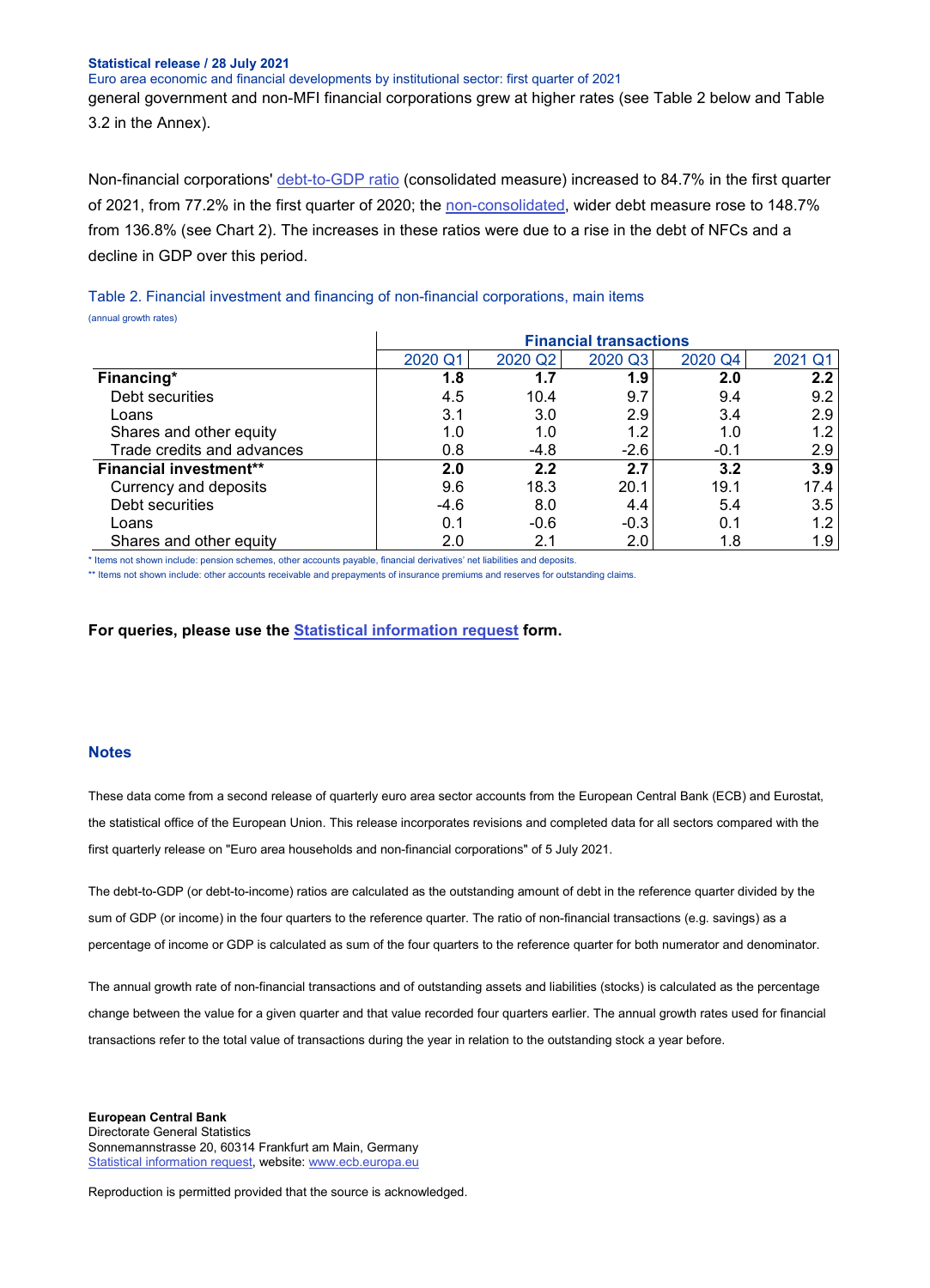general government and non-MFI financial corporations grew at higher rates (see Table 2 below and Table 3.2 in the Annex).

Non-financial corporations' debt-to-GDP ratio (consolidated measure) increased to 84.7% in the first quarter of 2021, from 77.2% in the first quarter of 2020; the non-consolidated, wider debt measure rose to 148.7% from 136.8% (see Chart 2). The increases in these ratios were due to a rise in the debt of NFCs and a decline in GDP over this period.

Table 2. Financial investment and financing of non-financial corporations, main items

(annual growth rates)

| | Financial transactions | | | | |
|---|---|---|---|---|---|
| | 2020 Q1 | 2020 Q2 | 2020 Q3 | 2020 Q4 | 2021 Q1 |
| **Financing*** | **1.8** | **1.7** | **1.9** | **2.0** | **2.2** |
| Debt securities | 4.5 | 10.4 | 9.7 | 9.4 | 9.2 |
| Loans | 3.1 | 3.0 | 2.9 | 3.4 | 2.9 |
| Shares and other equity | 1.0 | 1.0 | 1.2 | 1.0 | 1.2 |
| Trade credits and advances | 0.8 | -4.8 | -2.6 | -0.1 | 2.9 |
| **Financial investment**** | **2.0** | **2.2** | **2.7** | **3.2** | **3.9** |
| Currency and deposits | 9.6 | 18.3 | 20.1 | 19.1 | 17.4 |
| Debt securities | -4.6 | 8.0 | 4.4 | 5.4 | 3.5 |
| Loans | 0.1 | -0.6 | -0.3 | 0.1 | 1.2 |
| Shares and other equity | 2.0 | 2.1 | 2.0 | 1.8 | 1.9 |

* Items not shown include: pension schemes, other accounts payable, financial derivatives' net liabilities and deposits.

** Items not shown include: other accounts receivable and prepayments of insurance premiums and reserves for outstanding claims.

**For queries, please use the Statistical information request form.**

## Notes

These data come from a second release of quarterly euro area sector accounts from the European Central Bank (ECB) and Eurostat, the statistical office of the European Union. This release incorporates revisions and completed data for all sectors compared with the first quarterly release on "Euro area households and non-financial corporations" of 5 July 2021.

The debt-to-GDP (or debt-to-income) ratios are calculated as the outstanding amount of debt in the reference quarter divided by the sum of GDP (or income) in the four quarters to the reference quarter. The ratio of non-financial transactions (e.g. savings) as a percentage of income or GDP is calculated as sum of the four quarters to the reference quarter for both numerator and denominator.

The annual growth rate of non-financial transactions and of outstanding assets and liabilities (stocks) is calculated as the percentage change between the value for a given quarter and that value recorded four quarters earlier. The annual growth rates used for financial transactions refer to the total value of transactions during the year in relation to the outstanding stock a year before.

**European Central Bank**
Directorate General Statistics
Sonnemannstrasse 20, 60314 Frankfurt am Main, Germany
Statistical information request, website: www.ecb.europa.eu

Reproduction is permitted provided that the source is acknowledged.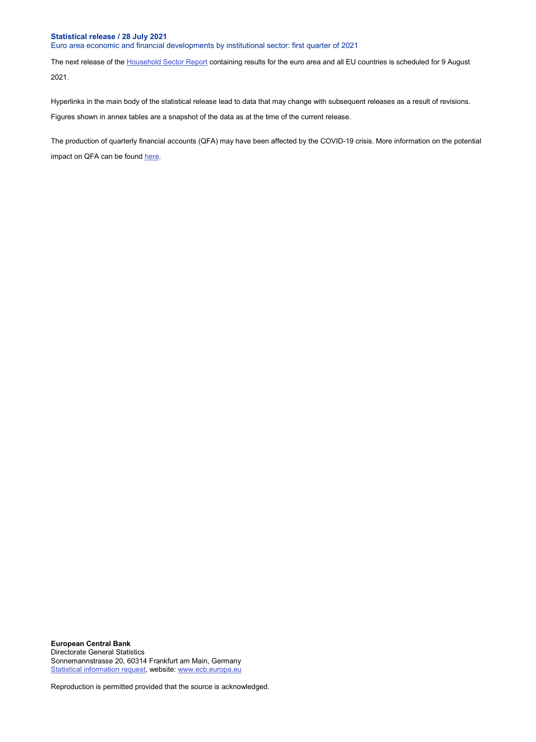The next release of the Household Sector Report containing results for the euro area and all EU countries is scheduled for 9 August 2021.

Hyperlinks in the main body of the statistical release lead to data that may change with subsequent releases as a result of revisions. Figures shown in annex tables are a snapshot of the data as at the time of the current release.

The production of quarterly financial accounts (QFA) may have been affected by the COVID-19 crisis. More information on the potential impact on QFA can be found here.

**European Central Bank**
Directorate General Statistics
Sonnemannstrasse 20, 60314 Frankfurt am Main, Germany
Statistical information request, website: www.ecb.europa.eu

Reproduction is permitted provided that the source is acknowledged.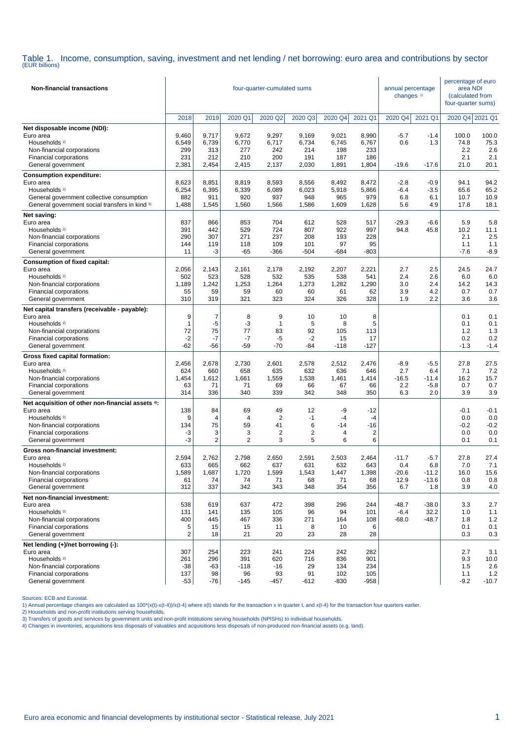# Table 1. Income, consumption, saving, investment and net lending / net borrowing: euro area and contributions by sector

(EUR billions)

| Non-financial transactions | four-quarter-cumulated sums | | | | | | | annual percentage changes [1] | | percentage of euro area NDI (calculated from four-quarter sums) | |
|---|---|---|---|---|---|---|---|---|---|---|---|
| | 2018 | 2019 | 2020 Q1 | 2020 Q2 | 2020 Q3 | 2020 Q4 | 2021 Q1 | 2020 Q4 | 2021 Q1 | 2020 Q4 | 2021 Q1 |
| **Net disposable income (NDI):** | | | | | | | | | | | |
| Euro area | 9,460 | 9,717 | 9,672 | 9,297 | 9,169 | 9,021 | 8,990 | -5.7 | -1.4 | 100.0 | 100.0 |
| Households [2] | 6,549 | 6,739 | 6,770 | 6,717 | 6,734 | 6,745 | 6,767 | 0.6 | 1.3 | 74.8 | 75.3 |
| Non-financial corporations | 299 | 313 | 277 | 242 | 214 | 198 | 233 | | | 2.2 | 2.6 |
| Financial corporations | 231 | 212 | 210 | 200 | 191 | 187 | 186 | | | 2.1 | 2.1 |
| General government | 2,381 | 2,454 | 2,415 | 2,137 | 2,030 | 1,891 | 1,804 | -19.6 | -17.6 | 21.0 | 20.1 |
| **Consumption expenditure:** | | | | | | | | | | | |
| Euro area | 8,623 | 8,851 | 8,819 | 8,593 | 8,556 | 8,492 | 8,472 | -2.8 | -0.9 | 94.1 | 94.2 |
| Households [2] | 6,254 | 6,395 | 6,339 | 6,089 | 6,023 | 5,918 | 5,866 | -6.4 | -3.5 | 65.6 | 65.2 |
| General government collective consumption | 882 | 911 | 920 | 937 | 948 | 965 | 979 | 6.8 | 6.1 | 10.7 | 10.9 |
| General government social transfers in kind [3] | 1,488 | 1,545 | 1,560 | 1,566 | 1,586 | 1,609 | 1,628 | 5.6 | 4.9 | 17.8 | 18.1 |
| **Net saving:** | | | | | | | | | | | |
| Euro area | 837 | 866 | 853 | 704 | 612 | 528 | 517 | -29.3 | -6.6 | 5.9 | 5.8 |
| Households [2] | 391 | 442 | 529 | 724 | 807 | 922 | 997 | 94.8 | 45.8 | 10.2 | 11.1 |
| Non-financial corporations | 290 | 307 | 271 | 237 | 208 | 193 | 228 | | | 2.1 | 2.5 |
| Financial corporations | 144 | 119 | 118 | 109 | 101 | 97 | 95 | | | 1.1 | 1.1 |
| General government | 11 | -3 | -65 | -366 | -504 | -684 | -803 | | | -7.6 | -8.9 |
| **Consumption of fixed capital:** | | | | | | | | | | | |
| Euro area | 2,056 | 2,143 | 2,161 | 2,178 | 2,192 | 2,207 | 2,221 | 2.7 | 2.5 | 24.5 | 24.7 |
| Households [2] | 502 | 523 | 528 | 532 | 535 | 538 | 541 | 2.4 | 2.6 | 6.0 | 6.0 |
| Non-financial corporations | 1,189 | 1,242 | 1,253 | 1,264 | 1,273 | 1,282 | 1,290 | 3.0 | 2.4 | 14.2 | 14.3 |
| Financial corporations | 55 | 59 | 59 | 60 | 60 | 61 | 62 | 3.9 | 4.2 | 0.7 | 0.7 |
| General government | 310 | 319 | 321 | 323 | 324 | 326 | 328 | 1.9 | 2.2 | 3.6 | 3.6 |
| **Net capital transfers (receivable - payable):** | | | | | | | | | | | |
| Euro area | 9 | 7 | 8 | 9 | 10 | 10 | 8 | | | 0.1 | 0.1 |
| Households [2] | 1 | -5 | -3 | 1 | 5 | 8 | 5 | | | 0.1 | 0.1 |
| Non-financial corporations | 72 | 75 | 77 | 83 | 92 | 105 | 113 | | | 1.2 | 1.3 |
| Financial corporations | -2 | -7 | -7 | -5 | -2 | 15 | 17 | | | 0.2 | 0.2 |
| General government | -62 | -56 | -59 | -70 | -84 | -118 | -127 | | | -1.3 | -1.4 |
| **Gross fixed capital formation:** | | | | | | | | | | | |
| Euro area | 2,456 | 2,678 | 2,730 | 2,601 | 2,578 | 2,512 | 2,476 | -8.9 | -5.5 | 27.8 | 27.5 |
| Households [2] | 624 | 660 | 658 | 635 | 632 | 636 | 646 | 2.7 | 6.4 | 7.1 | 7.2 |
| Non-financial corporations | 1,454 | 1,612 | 1,661 | 1,559 | 1,538 | 1,461 | 1,414 | -16.5 | -11.4 | 16.2 | 15.7 |
| Financial corporations | 63 | 71 | 71 | 69 | 66 | 67 | 66 | 2.2 | -5.8 | 0.7 | 0.7 |
| General government | 314 | 336 | 340 | 339 | 342 | 348 | 350 | 6.3 | 2.0 | 3.9 | 3.9 |
| **Net acquisition of other non-financial assets [4]:** | | | | | | | | | | | |
| Euro area | 138 | 84 | 69 | 49 | 12 | -9 | -12 | | | -0.1 | -0.1 |
| Households [2] | 9 | 4 | 4 | 2 | -1 | -4 | -4 | | | 0.0 | 0.0 |
| Non-financial corporations | 134 | 75 | 59 | 41 | 6 | -14 | -16 | | | -0.2 | -0.2 |
| Financial corporations | -3 | 3 | 3 | 2 | 2 | 4 | 2 | | | 0.0 | 0.0 |
| General government | -3 | 2 | 2 | 3 | 5 | 6 | 6 | | | 0.1 | 0.1 |
| **Gross non-financial investment:** | | | | | | | | | | | |
| Euro area | 2,594 | 2,762 | 2,798 | 2,650 | 2,591 | 2,503 | 2,464 | -11.7 | -5.7 | 27.8 | 27.4 |
| Households [2] | 633 | 665 | 662 | 637 | 631 | 632 | 643 | 0.4 | 6.8 | 7.0 | 7.1 |
| Non-financial corporations | 1,589 | 1,687 | 1,720 | 1,599 | 1,543 | 1,447 | 1,398 | -20.6 | -11.2 | 16.0 | 15.6 |
| Financial corporations | 61 | 74 | 74 | 71 | 68 | 71 | 68 | 12.9 | -13.6 | 0.8 | 0.8 |
| General government | 312 | 337 | 342 | 343 | 348 | 354 | 356 | 6.7 | 1.8 | 3.9 | 4.0 |
| **Net non-financial investment:** | | | | | | | | | | | |
| Euro area | 538 | 619 | 637 | 472 | 398 | 296 | 244 | -48.7 | -38.0 | 3.3 | 2.7 |
| Households [2] | 131 | 141 | 135 | 105 | 96 | 94 | 101 | -6.4 | 32.2 | 1.0 | 1.1 |
| Non-financial corporations | 400 | 445 | 467 | 336 | 271 | 164 | 108 | -68.0 | -48.7 | 1.8 | 1.2 |
| Financial corporations | 5 | 15 | 15 | 11 | 8 | 10 | 6 | | | 0.1 | 0.1 |
| General government | 2 | 18 | 21 | 20 | 23 | 28 | 28 | | | 0.3 | 0.3 |
| **Net lending (+)/net borrowing (-):** | | | | | | | | | | | |
| Euro area | 307 | 254 | 223 | 241 | 224 | 242 | 282 | | | 2.7 | 3.1 |
| Households [2] | 261 | 296 | 391 | 620 | 716 | 836 | 901 | | | 9.3 | 10.0 |
| Non-financial corporations | -38 | -63 | -118 | -16 | 29 | 134 | 234 | | | 1.5 | 2.6 |
| Financial corporations | 137 | 98 | 96 | 93 | 91 | 102 | 105 | | | 1.1 | 1.2 |
| General government | -53 | -76 | -145 | -457 | -612 | -830 | -958 | | | -9.2 | -10.7 |

Sources: ECB and Eurostat.

1) Annual percentage changes are calculated as 100*(x(t)-x(t-4))/x(t-4) where x(t) stands for the transaction x in quarter t, and x(t-4) for the transaction four quarters earlier.

2) Households and non-profit institutions serving households.

3) Transfers of goods and services by government units and non-profit institutions serving households (NPISHs) to individual households.

4) Changes in inventories, acquisitions less disposals of valuables and acquisitions less disposals of non-produced non-financial assets (e.g. land).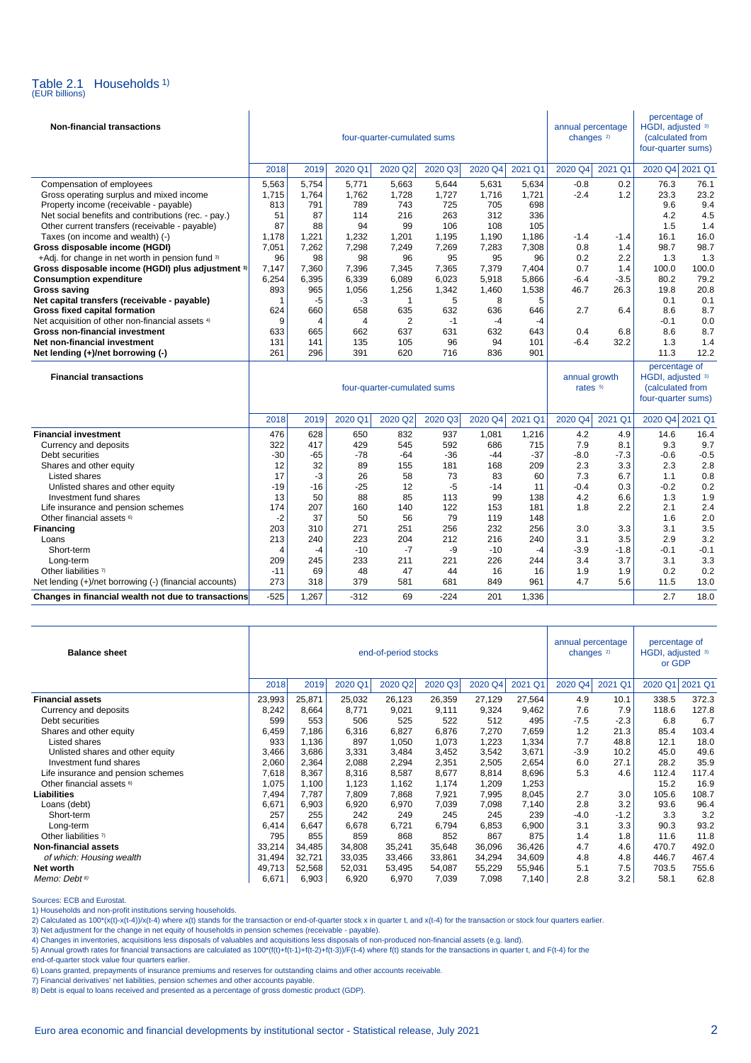## Table 2.1 Households [1)]

(EUR billions)

| Non-financial transactions | four-quarter-cumulated sums | | | | | | | annual percentage changes [2)] | | percentage of HGDI, adjusted [3)] (calculated from four-quarter sums) | |
|---|---|---|---|---|---|---|---|---|---|---|---|
| | 2018 | 2019 | 2020 Q1 | 2020 Q2 | 2020 Q3 | 2020 Q4 | 2021 Q1 | 2020 Q4 | 2021 Q1 | 2020 Q4 | 2021 Q1 |
| Compensation of employees | 5,563 | 5,754 | 5,771 | 5,663 | 5,644 | 5,631 | 5,634 | -0.8 | 0.2 | 76.3 | 76.1 |
| Gross operating surplus and mixed income | 1,715 | 1,764 | 1,762 | 1,728 | 1,727 | 1,716 | 1,721 | -2.4 | 1.2 | 23.3 | 23.2 |
| Property income (receivable - payable) | 813 | 791 | 789 | 743 | 725 | 705 | 698 | | | 9.6 | 9.4 |
| Net social benefits and contributions (rec. - pay.) | 51 | 87 | 114 | 216 | 263 | 312 | 336 | | | 4.2 | 4.5 |
| Other current transfers (receivable - payable) | 87 | 88 | 94 | 99 | 106 | 108 | 105 | | | 1.5 | 1.4 |
| Taxes (on income and wealth) (-) | 1,178 | 1,221 | 1,232 | 1,201 | 1,195 | 1,190 | 1,186 | -1.4 | -1.4 | 16.1 | 16.0 |
| **Gross disposable income (HGDI)** | 7,051 | 7,262 | 7,298 | 7,249 | 7,269 | 7,283 | 7,308 | 0.8 | 1.4 | 98.7 | 98.7 |
| +Adj. for change in net worth in pension fund [3)] | 96 | 98 | 98 | 96 | 95 | 95 | 96 | 0.2 | 2.2 | 1.3 | 1.3 |
| **Gross disposable income (HGDI) plus adjustment [3)]** | 7,147 | 7,360 | 7,396 | 7,345 | 7,365 | 7,379 | 7,404 | 0.7 | 1.4 | 100.0 | 100.0 |
| **Consumption expenditure** | 6,254 | 6,395 | 6,339 | 6,089 | 6,023 | 5,918 | 5,866 | -6.4 | -3.5 | 80.2 | 79.2 |
| **Gross saving** | 893 | 965 | 1,056 | 1,256 | 1,342 | 1,460 | 1,538 | 46.7 | 26.3 | 19.8 | 20.8 |
| **Net capital transfers (receivable - payable)** | 1 | -5 | -3 | 1 | 5 | 8 | 5 | | | 0.1 | 0.1 |
| **Gross fixed capital formation** | 624 | 660 | 658 | 635 | 632 | 636 | 646 | 2.7 | 6.4 | 8.6 | 8.7 |
| Net acquisition of other non-financial assets [4)] | 9 | 4 | 4 | 2 | -1 | -4 | -4 | | | -0.1 | 0.0 |
| **Gross non-financial investment** | 633 | 665 | 662 | 637 | 631 | 632 | 643 | 0.4 | 6.8 | 8.6 | 8.7 |
| **Net non-financial investment** | 131 | 141 | 135 | 105 | 96 | 94 | 101 | -6.4 | 32.2 | 1.3 | 1.4 |
| **Net lending (+)/net borrowing (-)** | 261 | 296 | 391 | 620 | 716 | 836 | 901 | | | 11.3 | 12.2 |

| Financial transactions | four-quarter-cumulated sums | | | | | | | annual growth rates [5)] | | percentage of HGDI, adjusted [3)] (calculated from four-quarter sums) | |
|---|---|---|---|---|---|---|---|---|---|---|---|
| | 2018 | 2019 | 2020 Q1 | 2020 Q2 | 2020 Q3 | 2020 Q4 | 2021 Q1 | 2020 Q4 | 2021 Q1 | 2020 Q4 | 2021 Q1 |
| **Financial investment** | 476 | 628 | 650 | 832 | 937 | 1,081 | 1,216 | 4.2 | 4.9 | 14.6 | 16.4 |
| Currency and deposits | 322 | 417 | 429 | 545 | 592 | 686 | 715 | 7.9 | 8.1 | 9.3 | 9.7 |
| Debt securities | -30 | -65 | -78 | -64 | -36 | -44 | -37 | -8.0 | -7.3 | -0.6 | -0.5 |
| Shares and other equity | 12 | 32 | 89 | 155 | 181 | 168 | 209 | 2.3 | 3.3 | 2.3 | 2.8 |
| Listed shares | 17 | -3 | 26 | 58 | 73 | 83 | 60 | 7.3 | 6.7 | 1.1 | 0.8 |
| Unlisted shares and other equity | -19 | -16 | -25 | 12 | -5 | -14 | 11 | -0.4 | 0.3 | -0.2 | 0.2 |
| Investment fund shares | 13 | 50 | 88 | 85 | 113 | 99 | 138 | 4.2 | 6.6 | 1.3 | 1.9 |
| Life insurance and pension schemes | 174 | 207 | 160 | 140 | 122 | 153 | 181 | 1.8 | 2.2 | 2.1 | 2.4 |
| Other financial assets [6)] | -2 | 37 | 50 | 56 | 79 | 119 | 148 | | | 1.6 | 2.0 |
| **Financing** | 203 | 310 | 271 | 251 | 256 | 232 | 256 | 3.0 | 3.3 | 3.1 | 3.5 |
| Loans | 213 | 240 | 223 | 204 | 212 | 216 | 240 | 3.1 | 3.5 | 2.9 | 3.2 |
| Short-term | 4 | -4 | -10 | -7 | -9 | -10 | -4 | -3.9 | -1.8 | -0.1 | -0.1 |
| Long-term | 209 | 245 | 233 | 211 | 221 | 226 | 244 | 3.4 | 3.7 | 3.1 | 3.3 |
| Other liabilities [7)] | -11 | 69 | 48 | 47 | 44 | 16 | 16 | 1.9 | 1.9 | 0.2 | 0.2 |
| Net lending (+)/net borrowing (-) (financial accounts) | 273 | 318 | 379 | 581 | 681 | 849 | 961 | 4.7 | 5.6 | 11.5 | 13.0 |
| **Changes in financial wealth not due to transactions** | -525 | 1,267 | -312 | 69 | -224 | 201 | 1,336 | | | 2.7 | 18.0 |

| Balance sheet | end-of-period stocks | | | | | | | annual percentage changes [2)] | | percentage of HGDI, adjusted [3)] or GDP | |
|---|---|---|---|---|---|---|---|---|---|---|---|
| | 2018 | 2019 | 2020 Q1 | 2020 Q2 | 2020 Q3 | 2020 Q4 | 2021 Q1 | 2020 Q4 | 2021 Q1 | 2020 Q1 | 2021 Q1 |
| **Financial assets** | 23,993 | 25,871 | 25,032 | 26,123 | 26,359 | 27,129 | 27,564 | 4.9 | 10.1 | 338.5 | 372.3 |
| Currency and deposits | 8,242 | 8,664 | 8,771 | 9,021 | 9,111 | 9,324 | 9,462 | 7.6 | 7.9 | 118.6 | 127.8 |
| Debt securities | 599 | 553 | 506 | 525 | 522 | 512 | 495 | -7.5 | -2.3 | 6.8 | 6.7 |
| Shares and other equity | 6,459 | 7,186 | 6,316 | 6,827 | 6,876 | 7,270 | 7,659 | 1.2 | 21.3 | 85.4 | 103.4 |
| Listed shares | 933 | 1,136 | 897 | 1,050 | 1,073 | 1,223 | 1,334 | 7.7 | 48.8 | 12.1 | 18.0 |
| Unlisted shares and other equity | 3,466 | 3,686 | 3,331 | 3,484 | 3,452 | 3,542 | 3,671 | -3.9 | 10.2 | 45.0 | 49.6 |
| Investment fund shares | 2,060 | 2,364 | 2,088 | 2,294 | 2,351 | 2,505 | 2,654 | 6.0 | 27.1 | 28.2 | 35.9 |
| Life insurance and pension schemes | 7,618 | 8,367 | 8,316 | 8,587 | 8,677 | 8,814 | 8,696 | 5.3 | 4.6 | 112.4 | 117.4 |
| Other financial assets [6)] | 1,075 | 1,100 | 1,123 | 1,162 | 1,174 | 1,209 | 1,253 | | | 15.2 | 16.9 |
| **Liabilities** | 7,494 | 7,787 | 7,809 | 7,868 | 7,921 | 7,995 | 8,045 | 2.7 | 3.0 | 105.6 | 108.7 |
| Loans (debt) | 6,671 | 6,903 | 6,920 | 6,970 | 7,039 | 7,098 | 7,140 | 2.8 | 3.2 | 93.6 | 96.4 |
| Short-term | 257 | 255 | 242 | 249 | 245 | 245 | 239 | -4.0 | -1.2 | 3.3 | 3.2 |
| Long-term | 6,414 | 6,647 | 6,678 | 6,721 | 6,794 | 6,853 | 6,900 | 3.1 | 3.3 | 90.3 | 93.2 |
| Other liabilities [7)] | 795 | 855 | 859 | 868 | 852 | 867 | 875 | 1.4 | 1.8 | 11.6 | 11.8 |
| **Non-financial assets** | 33,214 | 34,485 | 34,808 | 35,241 | 35,648 | 36,096 | 36,426 | 4.7 | 4.6 | 470.7 | 492.0 |
| *of which: Housing wealth* | 31,494 | 32,721 | 33,035 | 33,466 | 33,861 | 34,294 | 34,609 | 4.8 | 4.8 | 446.7 | 467.4 |
| **Net worth** | 49,713 | 52,568 | 52,031 | 53,495 | 54,087 | 55,229 | 55,946 | 5.1 | 7.5 | 703.5 | 755.6 |
| *Memo: Debt [8)]* | 6,671 | 6,903 | 6,920 | 6,970 | 7,039 | 7,098 | 7,140 | 2.8 | 3.2 | 58.1 | 62.8 |

Sources: ECB and Eurostat.

1) Households and non-profit institutions serving households.

2) Calculated as 100*(x(t)-x(t-4))/x(t-4) where x(t) stands for the transaction or end-of-quarter stock x in quarter t, and x(t-4) for the transaction or stock four quarters earlier.

3) Net adjustment for the change in net equity of households in pension schemes (receivable - payable).

4) Changes in inventories, acquisitions less disposals of valuables and acquisitions less disposals of non-produced non-financial assets (e.g. land).

5) Annual growth rates for financial transactions are calculated as 100*(f(t)+f(t-1)+f(t-2)+f(t-3))/F(t-4) where f(t) stands for the transactions in quarter t, and F(t-4) for the end-of-quarter stock value four quarters earlier.

6) Loans granted, prepayments of insurance premiums and reserves for outstanding claims and other accounts receivable.

7) Financial derivatives' net liabilities, pension schemes and other accounts payable.

8) Debt is equal to loans received and presented as a percentage of gross domestic product (GDP).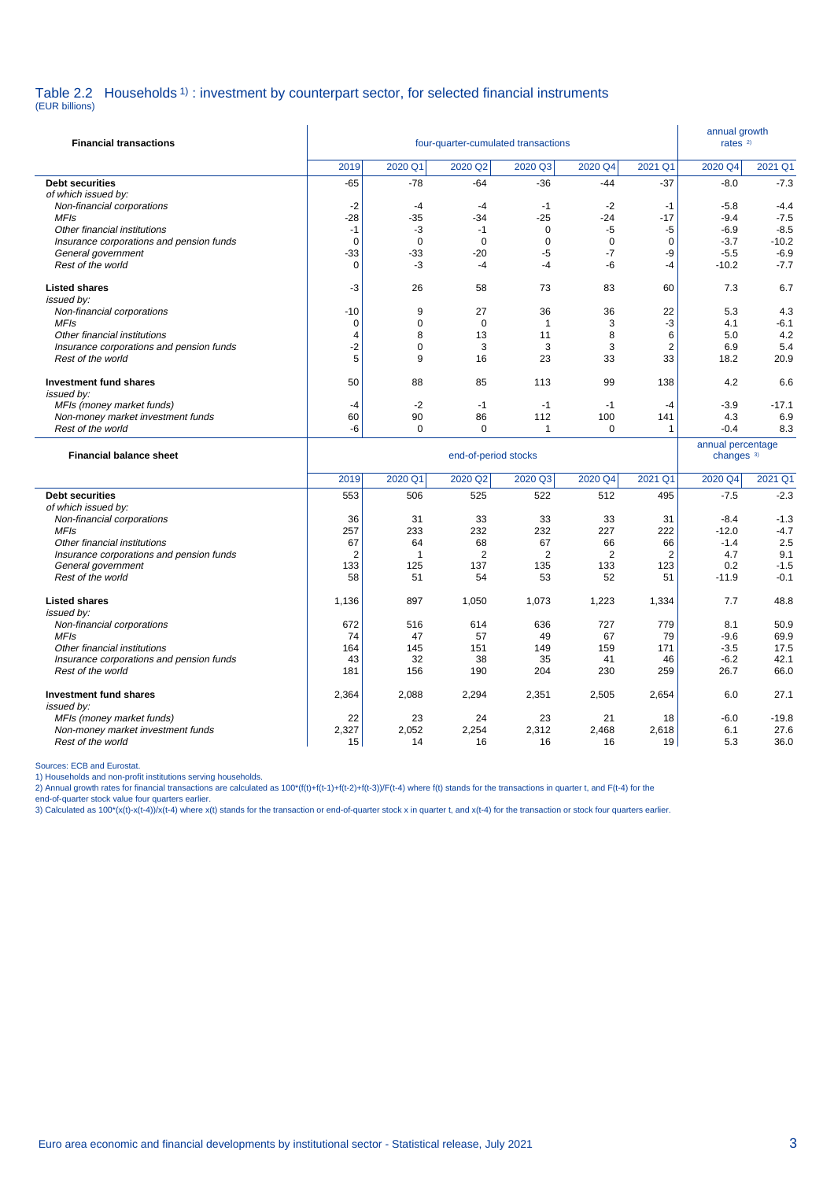## Table 2.2 Households [1] : investment by counterpart sector, for selected financial instruments

(EUR billions)

| Financial transactions | four-quarter-cumulated transactions | | | | | | annual growth rates [2] | |
|---|---|---|---|---|---|---|---|---|
| | 2019 | 2020 Q1 | 2020 Q2 | 2020 Q3 | 2020 Q4 | 2021 Q1 | 2020 Q4 | 2021 Q1 |
| **Debt securities** | -65 | -78 | -64 | -36 | -44 | -37 | -8.0 | -7.3 |
| *of which issued by:* | | | | | | | | |
| *Non-financial corporations* | -2 | -4 | -4 | -1 | -2 | -1 | -5.8 | -4.4 |
| *MFIs* | -28 | -35 | -34 | -25 | -24 | -17 | -9.4 | -7.5 |
| *Other financial institutions* | -1 | -3 | -1 | 0 | -5 | -5 | -6.9 | -8.5 |
| *Insurance corporations and pension funds* | 0 | 0 | 0 | 0 | 0 | 0 | -3.7 | -10.2 |
| *General government* | -33 | -33 | -20 | -5 | -7 | -9 | -5.5 | -6.9 |
| *Rest of the world* | 0 | -3 | -4 | -4 | -6 | -4 | -10.2 | -7.7 |
| **Listed shares** | -3 | 26 | 58 | 73 | 83 | 60 | 7.3 | 6.7 |
| *issued by:* | | | | | | | | |
| *Non-financial corporations* | -10 | 9 | 27 | 36 | 36 | 22 | 5.3 | 4.3 |
| *MFIs* | 0 | 0 | 0 | 1 | 3 | -3 | 4.1 | -6.1 |
| *Other financial institutions* | 4 | 8 | 13 | 11 | 8 | 6 | 5.0 | 4.2 |
| *Insurance corporations and pension funds* | -2 | 0 | 3 | 3 | 3 | 2 | 6.9 | 5.4 |
| *Rest of the world* | 5 | 9 | 16 | 23 | 33 | 33 | 18.2 | 20.9 |
| **Investment fund shares** | 50 | 88 | 85 | 113 | 99 | 138 | 4.2 | 6.6 |
| *issued by:* | | | | | | | | |
| *MFIs (money market funds)* | -4 | -2 | -1 | -1 | -1 | -4 | -3.9 | -17.1 |
| *Non-money market investment funds* | 60 | 90 | 86 | 112 | 100 | 141 | 4.3 | 6.9 |
| *Rest of the world* | -6 | 0 | 0 | 1 | 0 | 1 | -0.4 | 8.3 |

| Financial balance sheet | end-of-period stocks | | | | | | annual percentage changes [3] | |
|---|---|---|---|---|---|---|---|---|
| | 2019 | 2020 Q1 | 2020 Q2 | 2020 Q3 | 2020 Q4 | 2021 Q1 | 2020 Q4 | 2021 Q1 |
| **Debt securities** | 553 | 506 | 525 | 522 | 512 | 495 | -7.5 | -2.3 |
| *of which issued by:* | | | | | | | | |
| *Non-financial corporations* | 36 | 31 | 33 | 33 | 33 | 31 | -8.4 | -1.3 |
| *MFIs* | 257 | 233 | 232 | 232 | 227 | 222 | -12.0 | -4.7 |
| *Other financial institutions* | 67 | 64 | 68 | 67 | 66 | 66 | -1.4 | 2.5 |
| *Insurance corporations and pension funds* | 2 | 1 | 2 | 2 | 2 | 2 | 4.7 | 9.1 |
| *General government* | 133 | 125 | 137 | 135 | 133 | 123 | 0.2 | -1.5 |
| *Rest of the world* | 58 | 51 | 54 | 53 | 52 | 51 | -11.9 | -0.1 |
| **Listed shares** | 1,136 | 897 | 1,050 | 1,073 | 1,223 | 1,334 | 7.7 | 48.8 |
| *issued by:* | | | | | | | | |
| *Non-financial corporations* | 672 | 516 | 614 | 636 | 727 | 779 | 8.1 | 50.9 |
| *MFIs* | 74 | 47 | 57 | 49 | 67 | 79 | -9.6 | 69.9 |
| *Other financial institutions* | 164 | 145 | 151 | 149 | 159 | 171 | -3.5 | 17.5 |
| *Insurance corporations and pension funds* | 43 | 32 | 38 | 35 | 41 | 46 | -6.2 | 42.1 |
| *Rest of the world* | 181 | 156 | 190 | 204 | 230 | 259 | 26.7 | 66.0 |
| **Investment fund shares** | 2,364 | 2,088 | 2,294 | 2,351 | 2,505 | 2,654 | 6.0 | 27.1 |
| *issued by:* | | | | | | | | |
| *MFIs (money market funds)* | 22 | 23 | 24 | 23 | 21 | 18 | -6.0 | -19.8 |
| *Non-money market investment funds* | 2,327 | 2,052 | 2,254 | 2,312 | 2,468 | 2,618 | 6.1 | 27.6 |
| *Rest of the world* | 15 | 14 | 16 | 16 | 16 | 19 | 5.3 | 36.0 |

Sources: ECB and Eurostat.

1) Households and non-profit institutions serving households.

2) Annual growth rates for financial transactions are calculated as 100*(f(t)+f(t-1)+f(t-2)+f(t-3))/F(t-4) where f(t) stands for the transactions in quarter t, and F(t-4) for the end-of-quarter stock value four quarters earlier.

3) Calculated as 100*(x(t)-x(t-4))/x(t-4) where x(t) stands for the transaction or end-of-quarter stock x in quarter t, and x(t-4) for the transaction or stock four quarters earlier.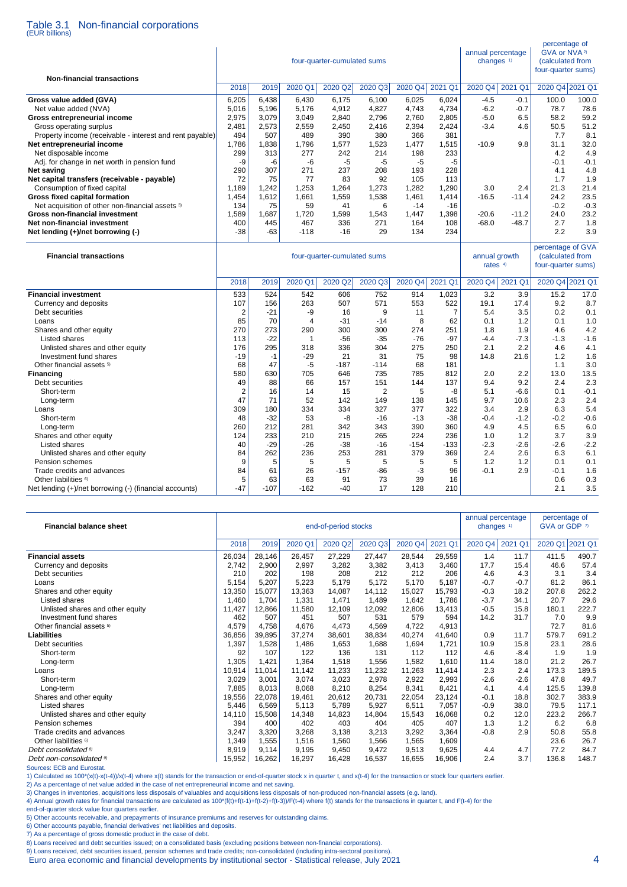# Table 3.1 Non-financial corporations

(EUR billions)

| Non-financial transactions | four-quarter-cumulated sums | | | | | | | annual percentage changes [1] | | percentage of GVA or NVA [2] (calculated from four-quarter sums) | |
|---|---|---|---|---|---|---|---|---|---|---|---|
| | 2018 | 2019 | 2020 Q1 | 2020 Q2 | 2020 Q3 | 2020 Q4 | 2021 Q1 | 2020 Q4 | 2021 Q1 | 2020 Q4 | 2021 Q1 |
| **Gross value added (GVA)** | 6,205 | 6,438 | 6,430 | 6,175 | 6,100 | 6,025 | 6,024 | -4.5 | -0.1 | 100.0 | 100.0 |
| Net value added (NVA) | 5,016 | 5,196 | 5,176 | 4,912 | 4,827 | 4,743 | 4,734 | -6.2 | -0.7 | 78.7 | 78.6 |
| **Gross entrepreneurial income** | 2,975 | 3,079 | 3,049 | 2,840 | 2,796 | 2,760 | 2,805 | -5.0 | 6.5 | 58.2 | 59.2 |
| Gross operating surplus | 2,481 | 2,573 | 2,559 | 2,450 | 2,416 | 2,394 | 2,424 | -3.4 | 4.6 | 50.5 | 51.2 |
| Property income (receivable - interest and rent payable) | 494 | 507 | 489 | 390 | 380 | 366 | 381 | | | 7.7 | 8.1 |
| **Net entrepreneurial income** | 1,786 | 1,838 | 1,796 | 1,577 | 1,523 | 1,477 | 1,515 | -10.9 | 9.8 | 31.1 | 32.0 |
| Net disposable income | 299 | 313 | 277 | 242 | 214 | 198 | 233 | | | 4.2 | 4.9 |
| Adj. for change in net worth in pension fund | -9 | -6 | -6 | -5 | -5 | -5 | -5 | | | -0.1 | -0.1 |
| **Net saving** | 290 | 307 | 271 | 237 | 208 | 193 | 228 | | | 4.1 | 4.8 |
| **Net capital transfers (receivable - payable)** | 72 | 75 | 77 | 83 | 92 | 105 | 113 | | | 1.7 | 1.9 |
| Consumption of fixed capital | 1,189 | 1,242 | 1,253 | 1,264 | 1,273 | 1,282 | 1,290 | 3.0 | 2.4 | 21.3 | 21.4 |
| **Gross fixed capital formation** | 1,454 | 1,612 | 1,661 | 1,559 | 1,538 | 1,461 | 1,414 | -16.5 | -11.4 | 24.2 | 23.5 |
| Net acquisition of other non-financial assets [3] | 134 | 75 | 59 | 41 | 6 | -14 | -16 | | | -0.2 | -0.3 |
| **Gross non-financial investment** | 1,589 | 1,687 | 1,720 | 1,599 | 1,543 | 1,447 | 1,398 | -20.6 | -11.2 | 24.0 | 23.2 |
| **Net non-financial investment** | 400 | 445 | 467 | 336 | 271 | 164 | 108 | -68.0 | -48.7 | 2.7 | 1.8 |
| **Net lending (+)/net borrowing (-)** | -38 | -63 | -118 | -16 | 29 | 134 | 234 | | | 2.2 | 3.9 |

| Financial transactions | four-quarter-cumulated sums | | | | | | | annual growth rates [4] | | percentage of GVA (calculated from four-quarter sums) | |
|---|---|---|---|---|---|---|---|---|---|---|---|
| | 2018 | 2019 | 2020 Q1 | 2020 Q2 | 2020 Q3 | 2020 Q4 | 2021 Q1 | 2020 Q4 | 2021 Q1 | 2020 Q4 | 2021 Q1 |
| **Financial investment** | 533 | 524 | 542 | 606 | 752 | 914 | 1,023 | 3.2 | 3.9 | 15.2 | 17.0 |
| Currency and deposits | 107 | 156 | 263 | 507 | 571 | 553 | 522 | 19.1 | 17.4 | 9.2 | 8.7 |
| Debt securities | 2 | -21 | -9 | 16 | 9 | 11 | 7 | 5.4 | 3.5 | 0.2 | 0.1 |
| Loans | 85 | 70 | 4 | -31 | -14 | 8 | 62 | 0.1 | 1.2 | 0.1 | 1.0 |
| Shares and other equity | 270 | 273 | 290 | 300 | 300 | 274 | 251 | 1.8 | 1.9 | 4.6 | 4.2 |
| Listed shares | 113 | -22 | 1 | -56 | -35 | -76 | -97 | -4.4 | -7.3 | -1.3 | -1.6 |
| Unlisted shares and other equity | 176 | 295 | 318 | 336 | 304 | 275 | 250 | 2.1 | 2.2 | 4.6 | 4.1 |
| Investment fund shares | -19 | -1 | -29 | 21 | 31 | 75 | 98 | 14.8 | 21.6 | 1.2 | 1.6 |
| Other financial assets [5] | 68 | 47 | -5 | -187 | -114 | 68 | 181 | | | 1.1 | 3.0 |
| **Financing** | 580 | 630 | 705 | 646 | 735 | 785 | 812 | 2.0 | 2.2 | 13.0 | 13.5 |
| Debt securities | 49 | 88 | 66 | 157 | 151 | 144 | 137 | 9.4 | 9.2 | 2.4 | 2.3 |
| Short-term | 2 | 16 | 14 | 15 | 2 | 5 | -8 | 5.1 | -6.6 | 0.1 | -0.1 |
| Long-term | 47 | 71 | 52 | 142 | 149 | 138 | 145 | 9.7 | 10.6 | 2.3 | 2.4 |
| Loans | 309 | 180 | 334 | 334 | 327 | 377 | 322 | 3.4 | 2.9 | 6.3 | 5.4 |
| Short-term | 48 | -32 | 53 | -8 | -16 | -13 | -38 | -0.4 | -1.2 | -0.2 | -0.6 |
| Long-term | 260 | 212 | 281 | 342 | 343 | 390 | 360 | 4.9 | 4.5 | 6.5 | 6.0 |
| Shares and other equity | 124 | 233 | 210 | 215 | 265 | 224 | 236 | 1.0 | 1.2 | 3.7 | 3.9 |
| Listed shares | 40 | -29 | -26 | -38 | -16 | -154 | -133 | -2.3 | -2.6 | -2.6 | -2.2 |
| Unlisted shares and other equity | 84 | 262 | 236 | 253 | 281 | 379 | 369 | 2.4 | 2.6 | 6.3 | 6.1 |
| Pension schemes | 9 | 5 | 5 | 5 | 5 | 5 | 5 | 1.2 | 1.2 | 0.1 | 0.1 |
| Trade credits and advances | 84 | 61 | 26 | -157 | -86 | -3 | 96 | -0.1 | 2.9 | -0.1 | 1.6 |
| Other liabilities [6] | 5 | 63 | 63 | 91 | 73 | 39 | 16 | | | 0.6 | 0.3 |
| Net lending (+)/net borrowing (-) (financial accounts) | -47 | -107 | -162 | -40 | 17 | 128 | 210 | | | 2.1 | 3.5 |

| Financial balance sheet | end-of-period stocks | | | | | | | annual percentage changes [1] | | percentage of GVA or GDP [7] | |
|---|---|---|---|---|---|---|---|---|---|---|---|
| | 2018 | 2019 | 2020 Q1 | 2020 Q2 | 2020 Q3 | 2020 Q4 | 2021 Q1 | 2020 Q4 | 2021 Q1 | 2020 Q1 | 2021 Q1 |
| **Financial assets** | 26,034 | 28,146 | 26,457 | 27,229 | 27,447 | 28,544 | 29,559 | 1.4 | 11.7 | 411.5 | 490.7 |
| Currency and deposits | 2,742 | 2,900 | 2,997 | 3,282 | 3,382 | 3,413 | 3,460 | 17.7 | 15.4 | 46.6 | 57.4 |
| Debt securities | 210 | 202 | 198 | 208 | 212 | 212 | 206 | 4.6 | 4.3 | 3.1 | 3.4 |
| Loans | 5,154 | 5,207 | 5,223 | 5,179 | 5,172 | 5,170 | 5,187 | -0.7 | -0.7 | 81.2 | 86.1 |
| Shares and other equity | 13,350 | 15,077 | 13,363 | 14,087 | 14,112 | 15,027 | 15,793 | -0.3 | 18.2 | 207.8 | 262.2 |
| Listed shares | 1,460 | 1,704 | 1,331 | 1,471 | 1,489 | 1,642 | 1,786 | -3.7 | 34.1 | 20.7 | 29.6 |
| Unlisted shares and other equity | 11,427 | 12,866 | 11,580 | 12,109 | 12,092 | 12,806 | 13,413 | -0.5 | 15.8 | 180.1 | 222.7 |
| Investment fund shares | 462 | 507 | 451 | 507 | 531 | 579 | 594 | 14.2 | 31.7 | 7.0 | 9.9 |
| Other financial assets [5] | 4,579 | 4,758 | 4,676 | 4,473 | 4,569 | 4,722 | 4,913 | | | 72.7 | 81.6 |
| **Liabilities** | 36,856 | 39,895 | 37,274 | 38,601 | 38,834 | 40,274 | 41,640 | 0.9 | 11.7 | 579.7 | 691.2 |
| Debt securities | 1,397 | 1,528 | 1,486 | 1,653 | 1,688 | 1,694 | 1,721 | 10.9 | 15.8 | 23.1 | 28.6 |
| Short-term | 92 | 107 | 122 | 136 | 131 | 112 | 112 | 4.6 | -8.4 | 1.9 | 1.9 |
| Long-term | 1,305 | 1,421 | 1,364 | 1,518 | 1,556 | 1,582 | 1,610 | 11.4 | 18.0 | 21.2 | 26.7 |
| Loans | 10,914 | 11,014 | 11,142 | 11,233 | 11,232 | 11,263 | 11,414 | 2.3 | 2.4 | 173.3 | 189.5 |
| Short-term | 3,029 | 3,001 | 3,074 | 3,023 | 2,978 | 2,922 | 2,993 | -2.6 | -2.6 | 47.8 | 49.7 |
| Long-term | 7,885 | 8,013 | 8,068 | 8,210 | 8,254 | 8,341 | 8,421 | 4.1 | 4.4 | 125.5 | 139.8 |
| Shares and other equity | 19,556 | 22,078 | 19,461 | 20,612 | 20,731 | 22,054 | 23,124 | -0.1 | 18.8 | 302.7 | 383.9 |
| Listed shares | 5,446 | 6,569 | 5,113 | 5,789 | 5,927 | 6,511 | 7,057 | -0.9 | 38.0 | 79.5 | 117.1 |
| Unlisted shares and other equity | 14,110 | 15,508 | 14,348 | 14,823 | 14,804 | 15,543 | 16,068 | 0.2 | 12.0 | 223.2 | 266.7 |
| Pension schemes | 394 | 400 | 402 | 403 | 404 | 405 | 407 | 1.3 | 1.2 | 6.2 | 6.8 |
| Trade credits and advances | 3,247 | 3,320 | 3,268 | 3,138 | 3,213 | 3,292 | 3,364 | -0.8 | 2.9 | 50.8 | 55.8 |
| Other liabilities [6] | 1,349 | 1,555 | 1,516 | 1,560 | 1,566 | 1,565 | 1,609 | | | 23.6 | 26.7 |
| *Debt consolidated [8]* | 8,919 | 9,114 | 9,195 | 9,450 | 9,472 | 9,513 | 9,625 | 4.4 | 4.7 | 77.2 | 84.7 |
| *Debt non-consolidated [9]* | 15,952 | 16,262 | 16,297 | 16,428 | 16,537 | 16,655 | 16,906 | 2.4 | 3.7 | 136.8 | 148.7 |

Sources: ECB and Eurostat.

1) Calculated as 100*(x(t)-x(t-4))/x(t-4) where x(t) stands for the transaction or end-of-quarter stock x in quarter t, and x(t-4) for the transaction or stock four quarters earlier.

2) As a percentage of net value added in the case of net entrepreneurial income and net saving.

3) Changes in inventories, acquisitions less disposals of valuables and acquisitions less disposals of non-produced non-financial assets (e.g. land).

4) Annual growth rates for financial transactions are calculated as 100*(f(t)+f(t-1)+f(t-2)+f(t-3))/F(t-4) where f(t) stands for the transactions in quarter t, and F(t-4) for the end-of-quarter stock four quarters earlier.

5) Other accounts receivable, and prepayments of insurance premiums and reserves for outstanding claims.

6) Other accounts payable, financial derivatives' net liabilities and deposits.

7) As a percentage of gross domestic product in the case of debt.

8) Loans received and debt securities issued; on a consolidated basis (excluding positions between non-financial corporations).

9) Loans received, debt securities issued, pension schemes and trade credits; non-consolidated (including intra-sectoral positions).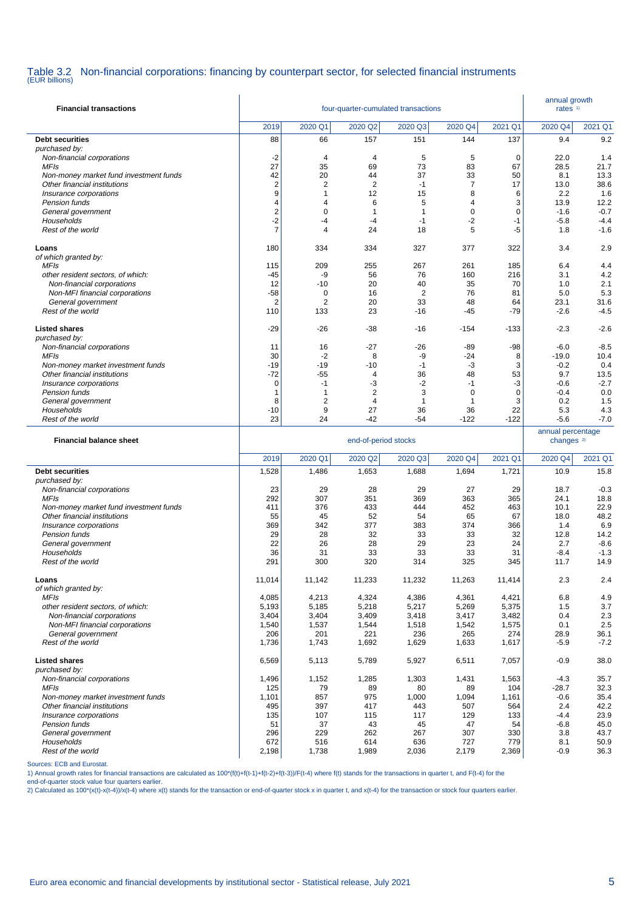# Table 3.2 Non-financial corporations: financing by counterpart sector, for selected financial instruments

(EUR billions)

| Financial transactions | four-quarter-cumulated transactions | | | | | | annual growth rates [1] | |
|---|---|---|---|---|---|---|---|---|
| | 2019 | 2020 Q1 | 2020 Q2 | 2020 Q3 | 2020 Q4 | 2021 Q1 | 2020 Q4 | 2021 Q1 |
| **Debt securities** | 88 | 66 | 157 | 151 | 144 | 137 | 9.4 | 9.2 |
| *purchased by:* | | | | | | | | |
| *Non-financial corporations* | -2 | 4 | 4 | 5 | 5 | 0 | 22.0 | 1.4 |
| *MFIs* | 27 | 35 | 69 | 73 | 83 | 67 | 28.5 | 21.7 |
| *Non-money market fund investment funds* | 42 | 20 | 44 | 37 | 33 | 50 | 8.1 | 13.3 |
| *Other financial institutions* | 2 | 2 | 2 | -1 | 7 | 17 | 13.0 | 38.6 |
| *Insurance corporations* | 9 | 1 | 12 | 15 | 8 | 6 | 2.2 | 1.6 |
| *Pension funds* | 4 | 4 | 6 | 5 | 4 | 3 | 13.9 | 12.2 |
| *General government* | 2 | 0 | 1 | 1 | 0 | 0 | -1.6 | -0.7 |
| *Households* | -2 | -4 | -4 | -1 | -2 | -1 | -5.8 | -4.4 |
| *Rest of the world* | 7 | 4 | 24 | 18 | 5 | -5 | 1.8 | -1.6 |
| **Loans** | 180 | 334 | 334 | 327 | 377 | 322 | 3.4 | 2.9 |
| *of which granted by:* | | | | | | | | |
| *MFIs* | 115 | 209 | 255 | 267 | 261 | 185 | 6.4 | 4.4 |
| *other resident sectors, of which:* | -45 | -9 | 56 | 76 | 160 | 216 | 3.1 | 4.2 |
| *Non-financial corporations* | 12 | -10 | 20 | 40 | 35 | 70 | 1.0 | 2.1 |
| *Non-MFI financial corporations* | -58 | 0 | 16 | 2 | 76 | 81 | 5.0 | 5.3 |
| *General government* | 2 | 2 | 20 | 33 | 48 | 64 | 23.1 | 31.6 |
| *Rest of the world* | 110 | 133 | 23 | -16 | -45 | -79 | -2.6 | -4.5 |
| **Listed shares** | -29 | -26 | -38 | -16 | -154 | -133 | -2.3 | -2.6 |
| *purchased by:* | | | | | | | | |
| *Non-financial corporations* | 11 | 16 | -27 | -26 | -89 | -98 | -6.0 | -8.5 |
| *MFIs* | 30 | -2 | 8 | -9 | -24 | 8 | -19.0 | 10.4 |
| *Non-money market investment funds* | -19 | -19 | -10 | -1 | -3 | 3 | -0.2 | 0.4 |
| *Other financial institutions* | -72 | -55 | 4 | 36 | 48 | 53 | 9.7 | 13.5 |
| *Insurance corporations* | 0 | -1 | -3 | -2 | -1 | -3 | -0.6 | -2.7 |
| *Pension funds* | 1 | 1 | 2 | 3 | 0 | 0 | -0.4 | 0.0 |
| *General government* | 8 | 2 | 4 | 1 | 1 | 3 | 0.2 | 1.5 |
| *Households* | -10 | 9 | 27 | 36 | 36 | 22 | 5.3 | 4.3 |
| *Rest of the world* | 23 | 24 | -42 | -54 | -122 | -122 | -5.6 | -7.0 |

| Financial balance sheet | end-of-period stocks | | | | | | annual percentage changes [2] | |
|---|---|---|---|---|---|---|---|---|
| | 2019 | 2020 Q1 | 2020 Q2 | 2020 Q3 | 2020 Q4 | 2021 Q1 | 2020 Q4 | 2021 Q1 |
| **Debt securities** | 1,528 | 1,486 | 1,653 | 1,688 | 1,694 | 1,721 | 10.9 | 15.8 |
| *purchased by:* | | | | | | | | |
| *Non-financial corporations* | 23 | 29 | 28 | 29 | 27 | 29 | 18.7 | -0.3 |
| *MFIs* | 292 | 307 | 351 | 369 | 363 | 365 | 24.1 | 18.8 |
| *Non-money market fund investment funds* | 411 | 376 | 433 | 444 | 452 | 463 | 10.1 | 22.9 |
| *Other financial institutions* | 55 | 45 | 52 | 54 | 65 | 67 | 18.0 | 48.2 |
| *Insurance corporations* | 369 | 342 | 377 | 383 | 374 | 366 | 1.4 | 6.9 |
| *Pension funds* | 29 | 28 | 32 | 33 | 33 | 32 | 12.8 | 14.2 |
| *General government* | 22 | 26 | 28 | 29 | 23 | 24 | 2.7 | -8.6 |
| *Households* | 36 | 31 | 33 | 33 | 33 | 31 | -8.4 | -1.3 |
| *Rest of the world* | 291 | 300 | 320 | 314 | 325 | 345 | 11.7 | 14.9 |
| **Loans** | 11,014 | 11,142 | 11,233 | 11,232 | 11,263 | 11,414 | 2.3 | 2.4 |
| *of which granted by:* | | | | | | | | |
| *MFIs* | 4,085 | 4,213 | 4,324 | 4,386 | 4,361 | 4,421 | 6.8 | 4.9 |
| *other resident sectors, of which:* | 5,193 | 5,185 | 5,218 | 5,217 | 5,269 | 5,375 | 1.5 | 3.7 |
| *Non-financial corporations* | 3,404 | 3,404 | 3,409 | 3,418 | 3,417 | 3,482 | 0.4 | 2.3 |
| *Non-MFI financial corporations* | 1,540 | 1,537 | 1,544 | 1,518 | 1,542 | 1,575 | 0.1 | 2.5 |
| *General government* | 206 | 201 | 221 | 236 | 265 | 274 | 28.9 | 36.1 |
| *Rest of the world* | 1,736 | 1,743 | 1,692 | 1,629 | 1,633 | 1,617 | -5.9 | -7.2 |
| **Listed shares** | 6,569 | 5,113 | 5,789 | 5,927 | 6,511 | 7,057 | -0.9 | 38.0 |
| *purchased by:* | | | | | | | | |
| *Non-financial corporations* | 1,496 | 1,152 | 1,285 | 1,303 | 1,431 | 1,563 | -4.3 | 35.7 |
| *MFIs* | 125 | 79 | 89 | 80 | 89 | 104 | -28.7 | 32.3 |
| *Non-money market investment funds* | 1,101 | 857 | 975 | 1,000 | 1,094 | 1,161 | -0.6 | 35.4 |
| *Other financial institutions* | 495 | 397 | 417 | 443 | 507 | 564 | 2.4 | 42.2 |
| *Insurance corporations* | 135 | 107 | 115 | 117 | 129 | 133 | -4.4 | 23.9 |
| *Pension funds* | 51 | 37 | 43 | 45 | 47 | 54 | -6.8 | 45.0 |
| *General government* | 296 | 229 | 262 | 267 | 307 | 330 | 3.8 | 43.7 |
| *Households* | 672 | 516 | 614 | 636 | 727 | 779 | 8.1 | 50.9 |
| *Rest of the world* | 2,198 | 1,738 | 1,989 | 2,036 | 2,179 | 2,369 | -0.9 | 36.3 |

Sources: ECB and Eurostat.

1) Annual growth rates for financial transactions are calculated as 100*(f(t)+f(t-1)+f(t-2)+f(t-3))/F(t-4) where f(t) stands for the transactions in quarter t, and F(t-4) for the end-of-quarter stock value four quarters earlier.

2) Calculated as 100*(x(t)-x(t-4))/x(t-4) where x(t) stands for the transaction or end-of-quarter stock x in quarter t, and x(t-4) for the transaction or stock four quarters earlier.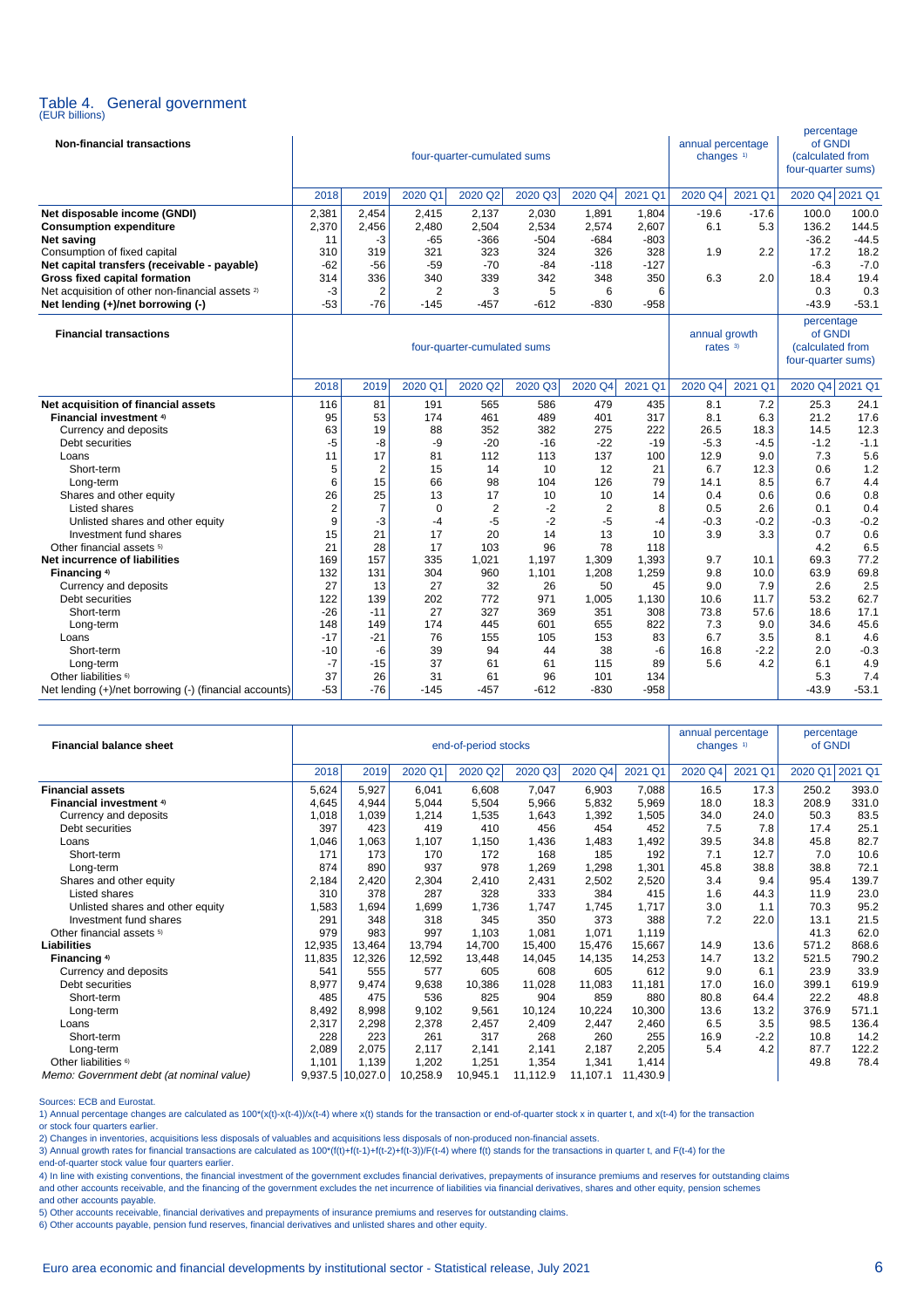# Table 4. General government

(EUR billions)

| Non-financial transactions | four-quarter-cumulated sums | | | | | | | annual percentage changes [1] | | percentage of GNDI (calculated from four-quarter sums) | |
|---|---|---|---|---|---|---|---|---|---|---|---|
| | 2018 | 2019 | 2020 Q1 | 2020 Q2 | 2020 Q3 | 2020 Q4 | 2021 Q1 | 2020 Q4 | 2021 Q1 | 2020 Q4 | 2021 Q1 |
| **Net disposable income (GNDI)** | 2,381 | 2,454 | 2,415 | 2,137 | 2,030 | 1,891 | 1,804 | -19.6 | -17.6 | 100.0 | 100.0 |
| **Consumption expenditure** | 2,370 | 2,456 | 2,480 | 2,504 | 2,534 | 2,574 | 2,607 | 6.1 | 5.3 | 136.2 | 144.5 |
| **Net saving** | 11 | -3 | -65 | -366 | -504 | -684 | -803 | | | -36.2 | -44.5 |
| Consumption of fixed capital | 310 | 319 | 321 | 323 | 324 | 326 | 328 | 1.9 | 2.2 | 17.2 | 18.2 |
| **Net capital transfers (receivable - payable)** | -62 | -56 | -59 | -70 | -84 | -118 | -127 | | | -6.3 | -7.0 |
| **Gross fixed capital formation** | 314 | 336 | 340 | 339 | 342 | 348 | 350 | 6.3 | 2.0 | 18.4 | 19.4 |
| Net acquisition of other non-financial assets [2] | -3 | 2 | 2 | 3 | 5 | 6 | 6 | | | 0.3 | 0.3 |
| **Net lending (+)/net borrowing (-)** | -53 | -76 | -145 | -457 | -612 | -830 | -958 | | | -43.9 | -53.1 |

| Financial transactions | four-quarter-cumulated sums | | | | | | | annual growth rates [3] | | percentage of GNDI (calculated from four-quarter sums) | |
|---|---|---|---|---|---|---|---|---|---|---|---|
| | 2018 | 2019 | 2020 Q1 | 2020 Q2 | 2020 Q3 | 2020 Q4 | 2021 Q1 | 2020 Q4 | 2021 Q1 | 2020 Q4 | 2021 Q1 |
| **Net acquisition of financial assets** | 116 | 81 | 191 | 565 | 586 | 479 | 435 | 8.1 | 7.2 | 25.3 | 24.1 |
| **Financial investment [4]** | 95 | 53 | 174 | 461 | 489 | 401 | 317 | 8.1 | 6.3 | 21.2 | 17.6 |
| Currency and deposits | 63 | 19 | 88 | 352 | 382 | 275 | 222 | 26.5 | 18.3 | 14.5 | 12.3 |
| Debt securities | -5 | -8 | -9 | -20 | -16 | -22 | -19 | -5.3 | -4.5 | -1.2 | -1.1 |
| Loans | 11 | 17 | 81 | 112 | 113 | 137 | 100 | 12.9 | 9.0 | 7.3 | 5.6 |
| Short-term | 5 | 2 | 15 | 14 | 10 | 12 | 21 | 6.7 | 12.3 | 0.6 | 1.2 |
| Long-term | 6 | 15 | 66 | 98 | 104 | 126 | 79 | 14.1 | 8.5 | 6.7 | 4.4 |
| Shares and other equity | 26 | 25 | 13 | 17 | 10 | 10 | 14 | 0.4 | 0.6 | 0.6 | 0.8 |
| Listed shares | 2 | 7 | 0 | 2 | -2 | 2 | 8 | 0.5 | 2.6 | 0.1 | 0.4 |
| Unlisted shares and other equity | 9 | -3 | -4 | -5 | -2 | -5 | -4 | -0.3 | -0.2 | -0.3 | -0.2 |
| Investment fund shares | 15 | 21 | 17 | 20 | 14 | 13 | 10 | 3.9 | 3.3 | 0.7 | 0.6 |
| Other financial assets [5] | 21 | 28 | 17 | 103 | 96 | 78 | 118 | | | 4.2 | 6.5 |
| **Net incurrence of liabilities** | 169 | 157 | 335 | 1,021 | 1,197 | 1,309 | 1,393 | 9.7 | 10.1 | 69.3 | 77.2 |
| **Financing [4]** | 132 | 131 | 304 | 960 | 1,101 | 1,208 | 1,259 | 9.8 | 10.0 | 63.9 | 69.8 |
| Currency and deposits | 27 | 13 | 27 | 32 | 26 | 50 | 45 | 9.0 | 7.9 | 2.6 | 2.5 |
| Debt securities | 122 | 139 | 202 | 772 | 971 | 1,005 | 1,130 | 10.6 | 11.7 | 53.2 | 62.7 |
| Short-term | -26 | -11 | 27 | 327 | 369 | 351 | 308 | 73.8 | 57.6 | 18.6 | 17.1 |
| Long-term | 148 | 149 | 174 | 445 | 601 | 655 | 822 | 7.3 | 9.0 | 34.6 | 45.6 |
| Loans | -17 | -21 | 76 | 155 | 105 | 153 | 83 | 6.7 | 3.5 | 8.1 | 4.6 |
| Short-term | -10 | -6 | 39 | 94 | 44 | 38 | -6 | 16.8 | -2.2 | 2.0 | -0.3 |
| Long-term | -7 | -15 | 37 | 61 | 61 | 115 | 89 | 5.6 | 4.2 | 6.1 | 4.9 |
| Other liabilities [6] | 37 | 26 | 31 | 61 | 96 | 101 | 134 | | | 5.3 | 7.4 |
| Net lending (+)/net borrowing (-) (financial accounts) | -53 | -76 | -145 | -457 | -612 | -830 | -958 | | | -43.9 | -53.1 |

| Financial balance sheet | end-of-period stocks | | | | | | | annual percentage changes [1] | | percentage of GNDI | |
|---|---|---|---|---|---|---|---|---|---|---|---|
| | 2018 | 2019 | 2020 Q1 | 2020 Q2 | 2020 Q3 | 2020 Q4 | 2021 Q1 | 2020 Q4 | 2021 Q1 | 2020 Q1 | 2021 Q1 |
| **Financial assets** | 5,624 | 5,927 | 6,041 | 6,608 | 7,047 | 6,903 | 7,088 | 16.5 | 17.3 | 250.2 | 393.0 |
| **Financial investment [4]** | 4,645 | 4,944 | 5,044 | 5,504 | 5,966 | 5,832 | 5,969 | 18.0 | 18.3 | 208.9 | 331.0 |
| Currency and deposits | 1,018 | 1,039 | 1,214 | 1,535 | 1,643 | 1,392 | 1,505 | 34.0 | 24.0 | 50.3 | 83.5 |
| Debt securities | 397 | 423 | 419 | 410 | 456 | 454 | 452 | 7.5 | 7.8 | 17.4 | 25.1 |
| Loans | 1,046 | 1,063 | 1,107 | 1,150 | 1,436 | 1,483 | 1,492 | 39.5 | 34.8 | 45.8 | 82.7 |
| Short-term | 171 | 173 | 170 | 172 | 168 | 185 | 192 | 7.1 | 12.7 | 7.0 | 10.6 |
| Long-term | 874 | 890 | 937 | 978 | 1,269 | 1,298 | 1,301 | 45.8 | 38.8 | 38.8 | 72.1 |
| Shares and other equity | 2,184 | 2,420 | 2,304 | 2,410 | 2,431 | 2,502 | 2,520 | 3.4 | 9.4 | 95.4 | 139.7 |
| Listed shares | 310 | 378 | 287 | 328 | 333 | 384 | 415 | 1.6 | 44.3 | 11.9 | 23.0 |
| Unlisted shares and other equity | 1,583 | 1,694 | 1,699 | 1,736 | 1,747 | 1,745 | 1,717 | 3.0 | 1.1 | 70.3 | 95.2 |
| Investment fund shares | 291 | 348 | 318 | 345 | 350 | 373 | 388 | 7.2 | 22.0 | 13.1 | 21.5 |
| Other financial assets [5] | 979 | 983 | 997 | 1,103 | 1,081 | 1,071 | 1,119 | | | 41.3 | 62.0 |
| **Liabilities** | 12,935 | 13,464 | 13,794 | 14,700 | 15,400 | 15,476 | 15,667 | 14.9 | 13.6 | 571.2 | 868.6 |
| **Financing [4]** | 11,835 | 12,326 | 12,592 | 13,448 | 14,045 | 14,135 | 14,253 | 14.7 | 13.2 | 521.5 | 790.2 |
| Currency and deposits | 541 | 555 | 577 | 605 | 608 | 605 | 612 | 9.0 | 6.1 | 23.9 | 33.9 |
| Debt securities | 8,977 | 9,474 | 9,638 | 10,386 | 11,028 | 11,083 | 11,181 | 17.0 | 16.0 | 399.1 | 619.9 |
| Short-term | 485 | 475 | 536 | 825 | 904 | 859 | 880 | 80.8 | 64.4 | 22.2 | 48.8 |
| Long-term | 8,492 | 8,998 | 9,102 | 9,561 | 10,124 | 10,224 | 10,300 | 13.6 | 13.2 | 376.9 | 571.1 |
| Loans | 2,317 | 2,298 | 2,378 | 2,457 | 2,409 | 2,447 | 2,460 | 6.5 | 3.5 | 98.5 | 136.4 |
| Short-term | 228 | 223 | 261 | 317 | 268 | 260 | 255 | 16.9 | -2.2 | 10.8 | 14.2 |
| Long-term | 2,089 | 2,075 | 2,117 | 2,141 | 2,141 | 2,187 | 2,205 | 5.4 | 4.2 | 87.7 | 122.2 |
| Other liabilities [6] | 1,101 | 1,139 | 1,202 | 1,251 | 1,354 | 1,341 | 1,414 | | | 49.8 | 78.4 |
| *Memo: Government debt (at nominal value)* | 9,937.5 | 10,027.0 | 10,258.9 | 10,945.1 | 11,112.9 | 11,107.1 | 11,430.9 | | | | |

Sources: ECB and Eurostat.

1) Annual percentage changes are calculated as 100*(x(t)-x(t-4))/x(t-4) where x(t) stands for the transaction or end-of-quarter stock x in quarter t, and x(t-4) for the transaction or stock four quarters earlier.

2) Changes in inventories, acquisitions less disposals of valuables and acquisitions less disposals of non-produced non-financial assets.

3) Annual growth rates for financial transactions are calculated as 100*(f(t)+f(t-1)+f(t-2)+f(t-3))/F(t-4) where f(t) stands for the transactions in quarter t, and F(t-4) for the end-of-quarter stock value four quarters earlier.

4) In line with existing conventions, the financial investment of the government excludes financial derivatives, prepayments of insurance premiums and reserves for outstanding claims and other accounts receivable, and the financing of the government excludes the net incurrence of liabilities via financial derivatives, shares and other equity, pension schemes and other accounts payable.

5) Other accounts receivable, financial derivatives and prepayments of insurance premiums and reserves for outstanding claims.

6) Other accounts payable, pension fund reserves, financial derivatives and unlisted shares and other equity.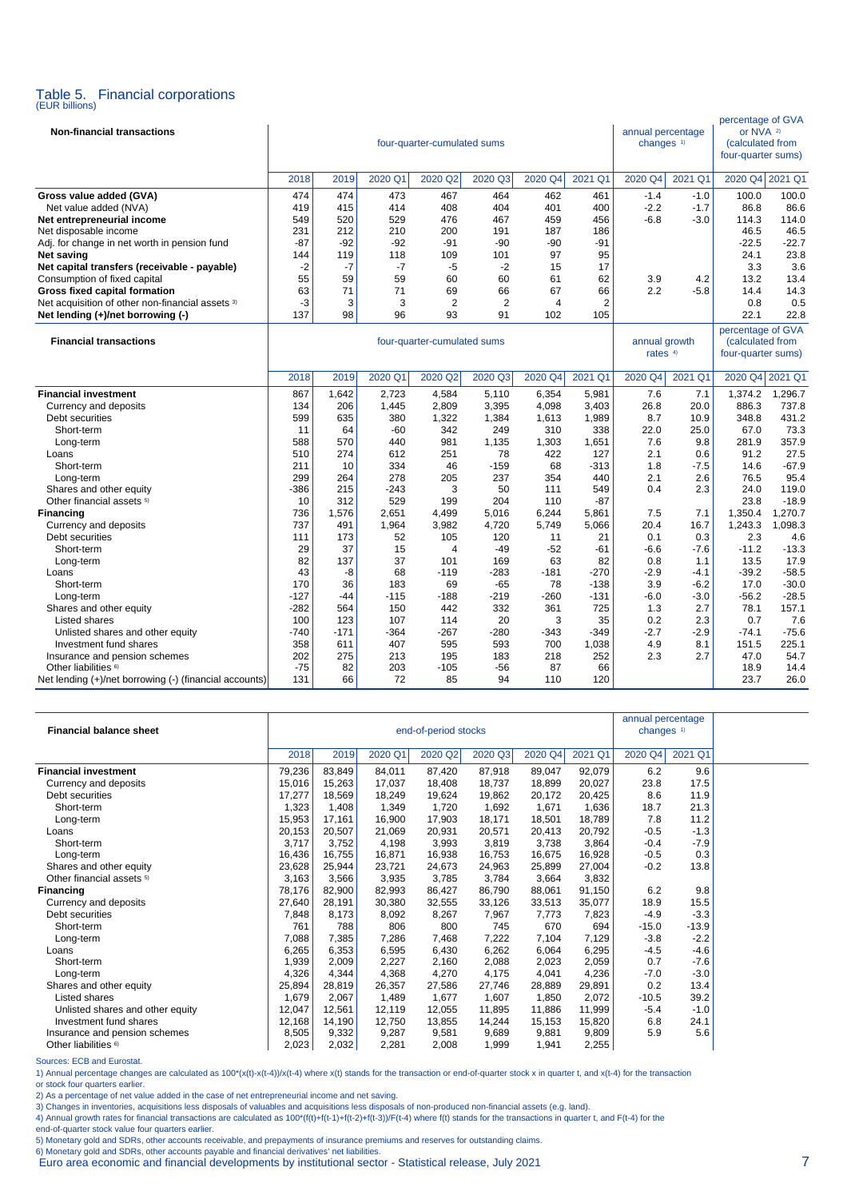# Table 5. Financial corporations

(EUR billions)

| Non-financial transactions | four-quarter-cumulated sums | | | | | | | annual percentage changes [1] | | percentage of GVA or NVA [2] (calculated from four-quarter sums) | |
|---|---|---|---|---|---|---|---|---|---|---|---|
| | 2018 | 2019 | 2020 Q1 | 2020 Q2 | 2020 Q3 | 2020 Q4 | 2021 Q1 | 2020 Q4 | 2021 Q1 | 2020 Q4 | 2021 Q1 |
| **Gross value added (GVA)** | 474 | 474 | 473 | 467 | 464 | 462 | 461 | -1.4 | -1.0 | 100.0 | 100.0 |
| Net value added (NVA) | 419 | 415 | 414 | 408 | 404 | 401 | 400 | -2.2 | -1.7 | 86.8 | 86.6 |
| **Net entrepreneurial income** | 549 | 520 | 529 | 476 | 467 | 459 | 456 | -6.8 | -3.0 | 114.3 | 114.0 |
| Net disposable income | 231 | 212 | 210 | 200 | 191 | 187 | 186 | | | 46.5 | 46.5 |
| Adj. for change in net worth in pension fund | -87 | -92 | -92 | -91 | -90 | -90 | -91 | | | -22.5 | -22.7 |
| **Net saving** | 144 | 119 | 118 | 109 | 101 | 97 | 95 | | | 24.1 | 23.8 |
| **Net capital transfers (receivable - payable)** | -2 | -7 | -7 | -5 | -2 | 15 | 17 | | | 3.3 | 3.6 |
| Consumption of fixed capital | 55 | 59 | 59 | 60 | 60 | 61 | 62 | 3.9 | 4.2 | 13.2 | 13.4 |
| **Gross fixed capital formation** | 63 | 71 | 71 | 69 | 66 | 67 | 66 | 2.2 | -5.8 | 14.4 | 14.3 |
| Net acquisition of other non-financial assets [3] | -3 | 3 | 3 | 2 | 2 | 4 | 2 | | | 0.8 | 0.5 |
| **Net lending (+)/net borrowing (-)** | 137 | 98 | 96 | 93 | 91 | 102 | 105 | | | 22.1 | 22.8 |

| Financial transactions | four-quarter-cumulated sums | | | | | | | annual growth rates [4] | | percentage of GVA (calculated from four-quarter sums) | |
|---|---|---|---|---|---|---|---|---|---|---|---|
| | 2018 | 2019 | 2020 Q1 | 2020 Q2 | 2020 Q3 | 2020 Q4 | 2021 Q1 | 2020 Q4 | 2021 Q1 | 2020 Q4 | 2021 Q1 |
| **Financial investment** | 867 | 1,642 | 2,723 | 4,584 | 5,110 | 6,354 | 5,981 | 7.6 | 7.1 | 1,374.2 | 1,296.7 |
| Currency and deposits | 134 | 206 | 1,445 | 2,809 | 3,395 | 4,098 | 3,403 | 26.8 | 20.0 | 886.3 | 737.8 |
| Debt securities | 599 | 635 | 380 | 1,322 | 1,384 | 1,613 | 1,989 | 8.7 | 10.9 | 348.8 | 431.2 |
| Short-term | 11 | 64 | -60 | 342 | 249 | 310 | 338 | 22.0 | 25.0 | 67.0 | 73.3 |
| Long-term | 588 | 570 | 440 | 981 | 1,135 | 1,303 | 1,651 | 7.6 | 9.8 | 281.9 | 357.9 |
| Loans | 510 | 274 | 612 | 251 | 78 | 422 | 127 | 2.1 | 0.6 | 91.2 | 27.5 |
| Short-term | 211 | 10 | 334 | 46 | -159 | 68 | -313 | 1.8 | -7.5 | 14.6 | -67.9 |
| Long-term | 299 | 264 | 278 | 205 | 237 | 354 | 440 | 2.1 | 2.6 | 76.5 | 95.4 |
| Shares and other equity | -386 | 215 | -243 | 3 | 50 | 111 | 549 | 0.4 | 2.3 | 24.0 | 119.0 |
| Other financial assets [5] | 10 | 312 | 529 | 199 | 204 | 110 | -87 | | | 23.8 | -18.9 |
| **Financing** | 736 | 1,576 | 2,651 | 4,499 | 5,016 | 6,244 | 5,861 | 7.5 | 7.1 | 1,350.4 | 1,270.7 |
| Currency and deposits | 737 | 491 | 1,964 | 3,982 | 4,720 | 5,749 | 5,066 | 20.4 | 16.7 | 1,243.3 | 1,098.3 |
| Debt securities | 111 | 173 | 52 | 105 | 120 | 11 | 21 | 0.1 | 0.3 | 2.3 | 4.6 |
| Short-term | 29 | 37 | 15 | 4 | -49 | -52 | -61 | -6.6 | -7.6 | -11.2 | -13.3 |
| Long-term | 82 | 137 | 37 | 101 | 169 | 63 | 82 | 0.8 | 1.1 | 13.5 | 17.9 |
| Loans | 43 | -8 | 68 | -119 | -283 | -181 | -270 | -2.9 | -4.1 | -39.2 | -58.5 |
| Short-term | 170 | 36 | 183 | 69 | -65 | 78 | -138 | 3.9 | -6.2 | 17.0 | -30.0 |
| Long-term | -127 | -44 | -115 | -188 | -219 | -260 | -131 | -6.0 | -3.0 | -56.2 | -28.5 |
| Shares and other equity | -282 | 564 | 150 | 442 | 332 | 361 | 725 | 1.3 | 2.7 | 78.1 | 157.1 |
| Listed shares | 100 | 123 | 107 | 114 | 20 | 3 | 35 | 0.2 | 2.3 | 0.7 | 7.6 |
| Unlisted shares and other equity | -740 | -171 | -364 | -267 | -280 | -343 | -349 | -2.7 | -2.9 | -74.1 | -75.6 |
| Investment fund shares | 358 | 611 | 407 | 595 | 593 | 700 | 1,038 | 4.9 | 8.1 | 151.5 | 225.1 |
| Insurance and pension schemes | 202 | 275 | 213 | 195 | 183 | 218 | 252 | 2.3 | 2.7 | 47.0 | 54.7 |
| Other liabilities [6] | -75 | 82 | 203 | -105 | -56 | 87 | 66 | | | 18.9 | 14.4 |
| Net lending (+)/net borrowing (-) (financial accounts) | 131 | 66 | 72 | 85 | 94 | 110 | 120 | | | 23.7 | 26.0 |

| Financial balance sheet | end-of-period stocks | | | | | | | annual percentage changes [1] | |
|---|---|---|---|---|---|---|---|---|---|
| | 2018 | 2019 | 2020 Q1 | 2020 Q2 | 2020 Q3 | 2020 Q4 | 2021 Q1 | 2020 Q4 | 2021 Q1 |
| **Financial investment** | 79,236 | 83,849 | 84,011 | 87,420 | 87,918 | 89,047 | 92,079 | 6.2 | 9.6 |
| Currency and deposits | 15,016 | 15,263 | 17,037 | 18,408 | 18,737 | 18,899 | 20,027 | 23.8 | 17.5 |
| Debt securities | 17,277 | 18,569 | 18,249 | 19,624 | 19,862 | 20,172 | 20,425 | 8.6 | 11.9 |
| Short-term | 1,323 | 1,408 | 1,349 | 1,720 | 1,692 | 1,671 | 1,636 | 18.7 | 21.3 |
| Long-term | 15,953 | 17,161 | 16,900 | 17,903 | 18,171 | 18,501 | 18,789 | 7.8 | 11.2 |
| Loans | 20,153 | 20,507 | 21,069 | 20,931 | 20,571 | 20,413 | 20,792 | -0.5 | -1.3 |
| Short-term | 3,717 | 3,752 | 4,198 | 3,993 | 3,819 | 3,738 | 3,864 | -0.4 | -7.9 |
| Long-term | 16,436 | 16,755 | 16,871 | 16,938 | 16,753 | 16,675 | 16,928 | -0.5 | 0.3 |
| Shares and other equity | 23,628 | 25,944 | 23,721 | 24,673 | 24,963 | 25,899 | 27,004 | -0.2 | 13.8 |
| Other financial assets [5] | 3,163 | 3,566 | 3,935 | 3,785 | 3,784 | 3,664 | 3,832 | | |
| **Financing** | 78,176 | 82,900 | 82,993 | 86,427 | 86,790 | 88,061 | 91,150 | 6.2 | 9.8 |
| Currency and deposits | 27,640 | 28,191 | 30,380 | 32,555 | 33,126 | 33,513 | 35,077 | 18.9 | 15.5 |
| Debt securities | 7,848 | 8,173 | 8,092 | 8,267 | 7,967 | 7,773 | 7,823 | -4.9 | -3.3 |
| Short-term | 761 | 788 | 806 | 800 | 745 | 670 | 694 | -15.0 | -13.9 |
| Long-term | 7,088 | 7,385 | 7,286 | 7,468 | 7,222 | 7,104 | 7,129 | -3.8 | -2.2 |
| Loans | 6,265 | 6,353 | 6,595 | 6,430 | 6,262 | 6,064 | 6,295 | -4.5 | -4.6 |
| Short-term | 1,939 | 2,009 | 2,227 | 2,160 | 2,088 | 2,023 | 2,059 | 0.7 | -7.6 |
| Long-term | 4,326 | 4,344 | 4,368 | 4,270 | 4,175 | 4,041 | 4,236 | -7.0 | -3.0 |
| Shares and other equity | 25,894 | 28,819 | 26,357 | 27,586 | 27,746 | 28,889 | 29,891 | 0.2 | 13.4 |
| Listed shares | 1,679 | 2,067 | 1,489 | 1,677 | 1,607 | 1,850 | 2,072 | -10.5 | 39.2 |
| Unlisted shares and other equity | 12,047 | 12,561 | 12,119 | 12,055 | 11,895 | 11,886 | 11,999 | -5.4 | -1.0 |
| Investment fund shares | 12,168 | 14,190 | 12,750 | 13,855 | 14,244 | 15,153 | 15,820 | 6.8 | 24.1 |
| Insurance and pension schemes | 8,505 | 9,332 | 9,287 | 9,581 | 9,689 | 9,881 | 9,809 | 5.9 | 5.6 |
| Other liabilities [6] | 2,023 | 2,032 | 2,281 | 2,008 | 1,999 | 1,941 | 2,255 | | |

Sources: ECB and Eurostat.

1) Annual percentage changes are calculated as 100*(x(t)-x(t-4))/x(t-4) where x(t) stands for the transaction or end-of-quarter stock x in quarter t, and x(t-4) for the transaction or stock four quarters earlier.

2) As a percentage of net value added in the case of net entrepreneurial income and net saving.

3) Changes in inventories, acquisitions less disposals of valuables and acquisitions less disposals of non-produced non-financial assets (e.g. land).

4) Annual growth rates for financial transactions are calculated as 100*(f(t)+f(t-1)+f(t-2)+f(t-3))/F(t-4) where f(t) stands for the transactions in quarter t, and F(t-4) for the end-of-quarter stock value four quarters earlier.

5) Monetary gold and SDRs, other accounts receivable, and prepayments of insurance premiums and reserves for outstanding claims.

6) Monetary gold and SDRs, other accounts payable and financial derivatives' net liabilities.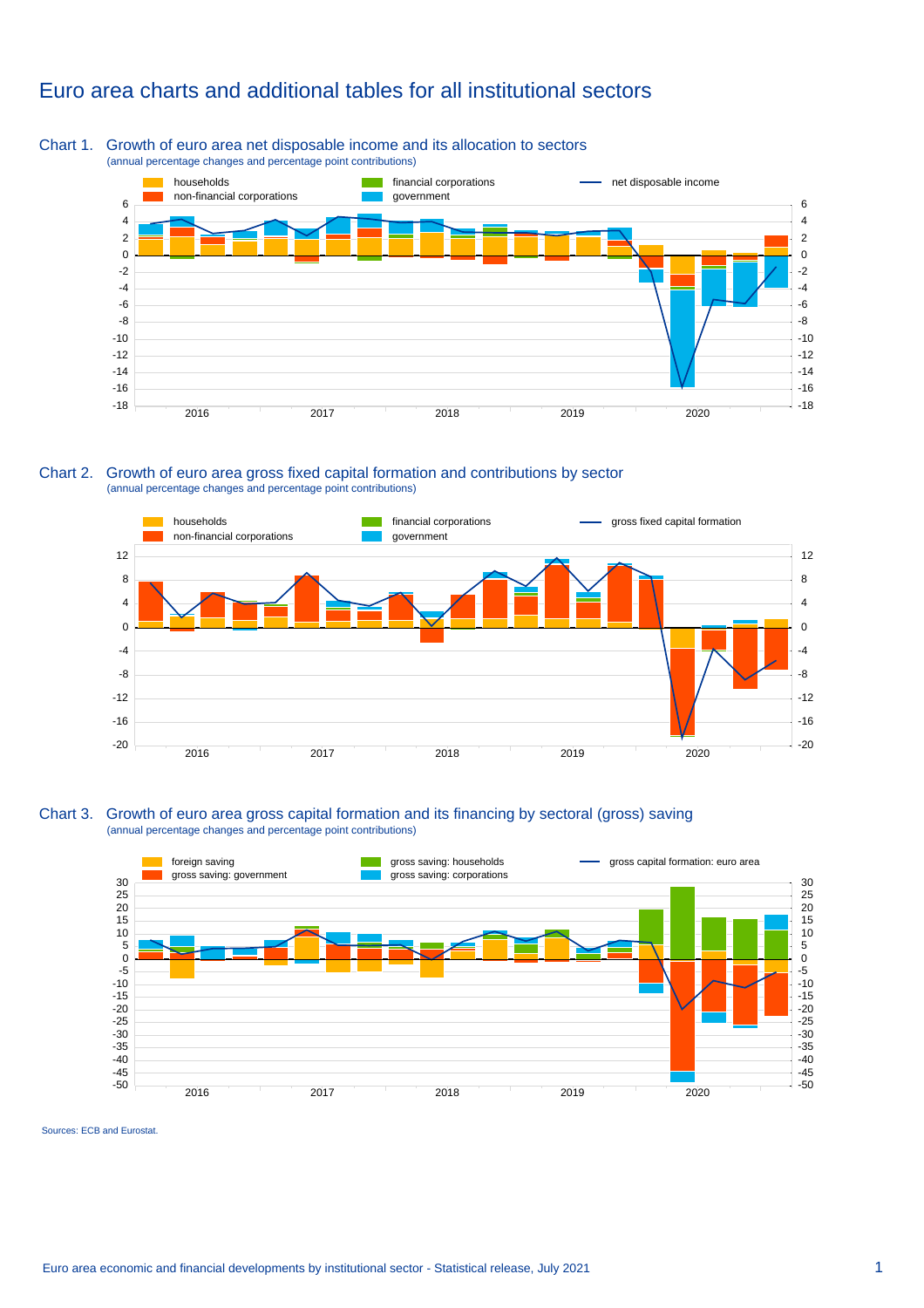# Euro area charts and additional tables for all institutional sectors

## Chart 1. Growth of euro area net disposable income and its allocation to sectors

(annual percentage changes and percentage point contributions)

households | non-financial corporations | financial corporations | government | net disposable income

## Chart 2. Growth of euro area gross fixed capital formation and contributions by sector

(annual percentage changes and percentage point contributions)

households | non-financial corporations | financial corporations | government | gross fixed capital formation

## Chart 3. Growth of euro area gross capital formation and its financing by sectoral (gross) saving

(annual percentage changes and percentage point contributions)

foreign saving | gross saving: government | gross saving: households | gross saving: corporations | gross capital formation: euro area

Sources: ECB and Eurostat.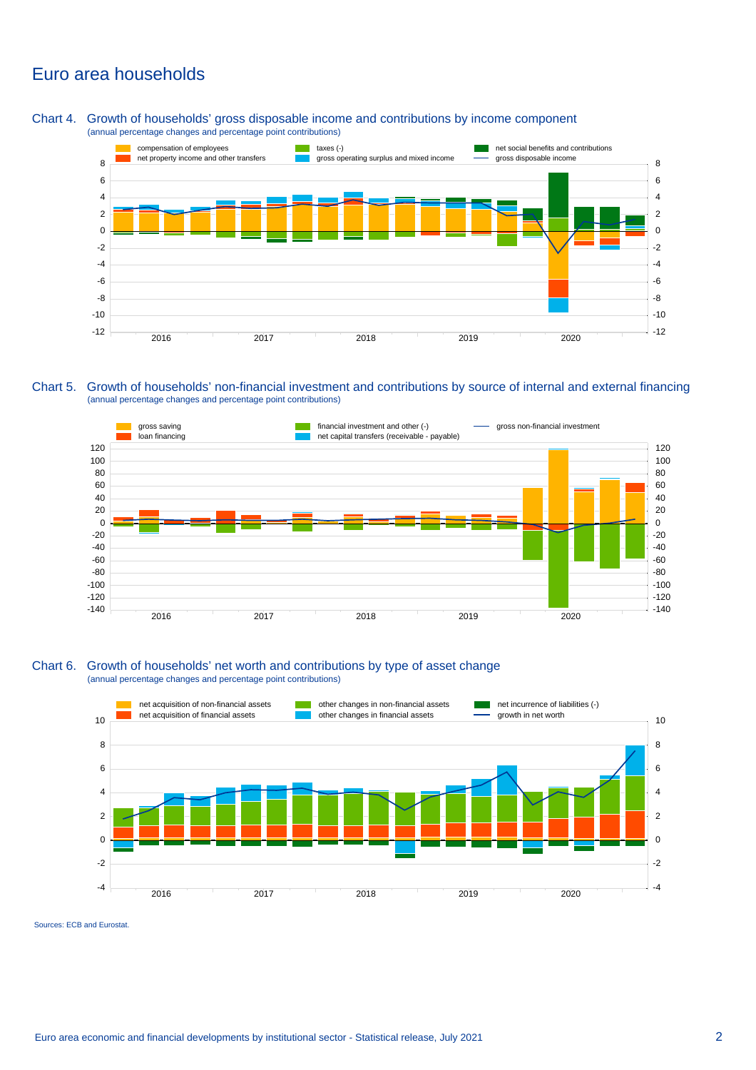# Euro area households

## Chart 4. Growth of households' gross disposable income and contributions by income component

(annual percentage changes and percentage point contributions)

- compensation of employees
- net property income and other transfers
- taxes (-)
- gross operating surplus and mixed income
- net social benefits and contributions
- gross disposable income

## Chart 5. Growth of households' non-financial investment and contributions by source of internal and external financing

(annual percentage changes and percentage point contributions)

- gross saving
- loan financing
- financial investment and other (-)
- net capital transfers (receivable - payable)
- gross non-financial investment

## Chart 6. Growth of households' net worth and contributions by type of asset change

(annual percentage changes and percentage point contributions)

- net acquisition of non-financial assets
- net acquisition of financial assets
- other changes in non-financial assets
- other changes in financial assets
- net incurrence of liabilities (-)
- growth in net worth

Sources: ECB and Eurostat.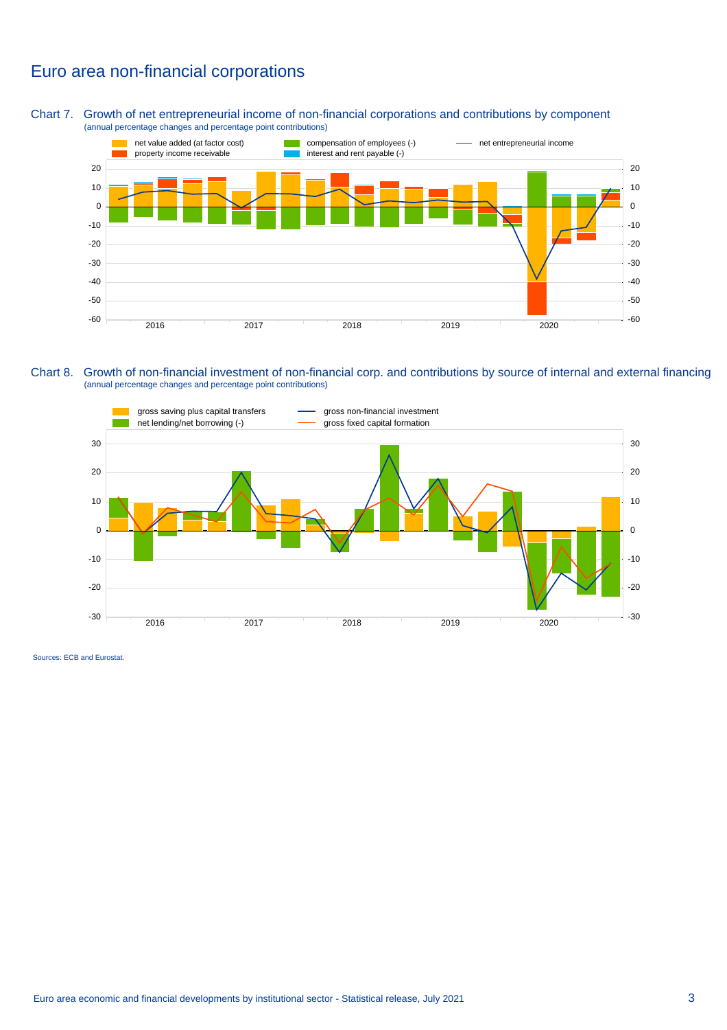# Euro area non-financial corporations

Chart 7. Growth of net entrepreneurial income of non-financial corporations and contributions by component
(annual percentage changes and percentage point contributions)

net value added (at factor cost)
property income receivable
compensation of employees (-)
interest and rent payable (-)
net entrepreneurial income

20
10
0
-10
-20
-30
-40
-50
-60

2016 2017 2018 2019 2020

Chart 8. Growth of non-financial investment of non-financial corp. and contributions by source of internal and external financing
(annual percentage changes and percentage point contributions)

gross saving plus capital transfers
net lending/net borrowing (-)
gross non-financial investment
gross fixed capital formation

30
20
10
0
-10
-20
-30

2016 2017 2018 2019 2020

Sources: ECB and Eurostat.